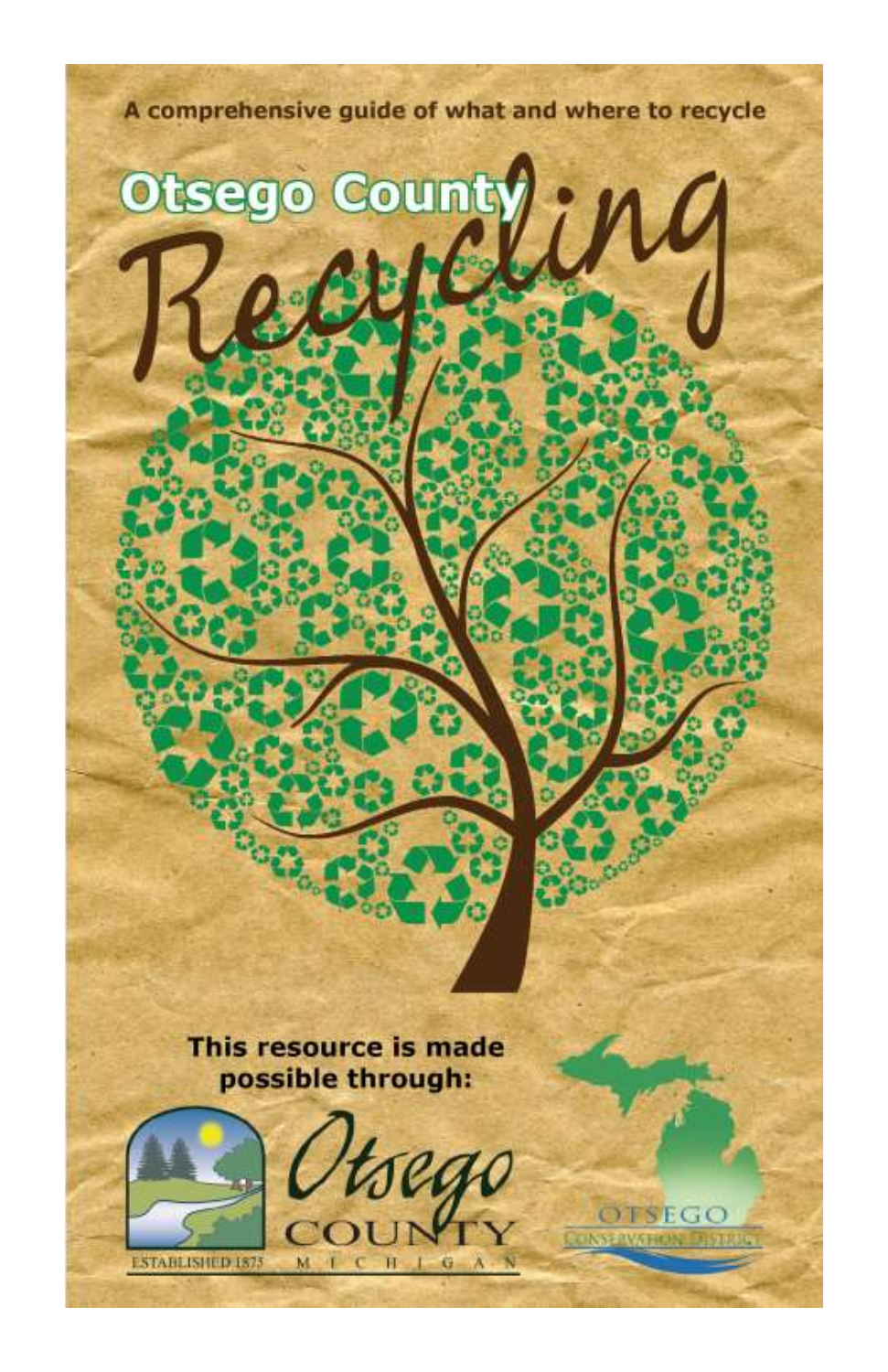A comprehensive guide of what and where to recycle

# Otsego County Recycling

This resource is made possible through:

Otsego County Michigan

Established 1875

Otsego Conservation District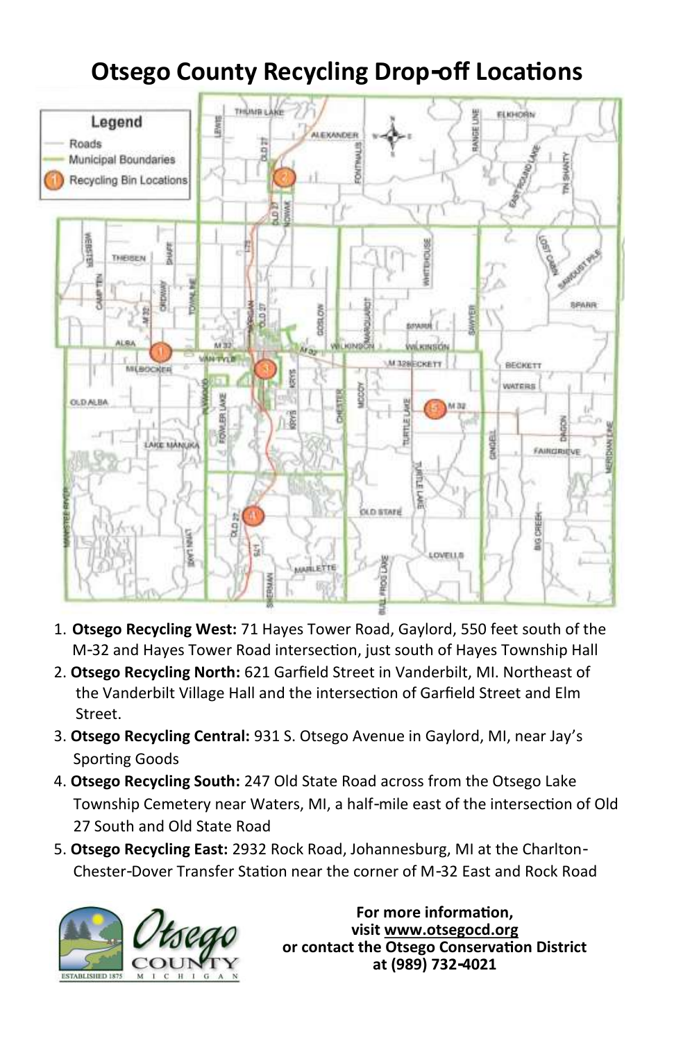# Otsego County Recycling Drop-off Locations

1. **Otsego Recycling West:** 71 Hayes Tower Road, Gaylord, 550 feet south of the M-32 and Hayes Tower Road intersection, just south of Hayes Township Hall
2. **Otsego Recycling North:** 621 Garfield Street in Vanderbilt, MI. Northeast of the Vanderbilt Village Hall and the intersection of Garfield Street and Elm Street.
3. **Otsego Recycling Central:** 931 S. Otsego Avenue in Gaylord, MI, near Jay's Sporting Goods
4. **Otsego Recycling South:** 247 Old State Road across from the Otsego Lake Township Cemetery near Waters, MI, a half-mile east of the intersection of Old 27 South and Old State Road
5. **Otsego Recycling East:** 2932 Rock Road, Johannesburg, MI at the Charlton-Chester-Dover Transfer Station near the corner of M-32 East and Rock Road

**For more information,
visit www.otsegocd.org
or contact the Otsego Conservation District
at (989) 732-4021**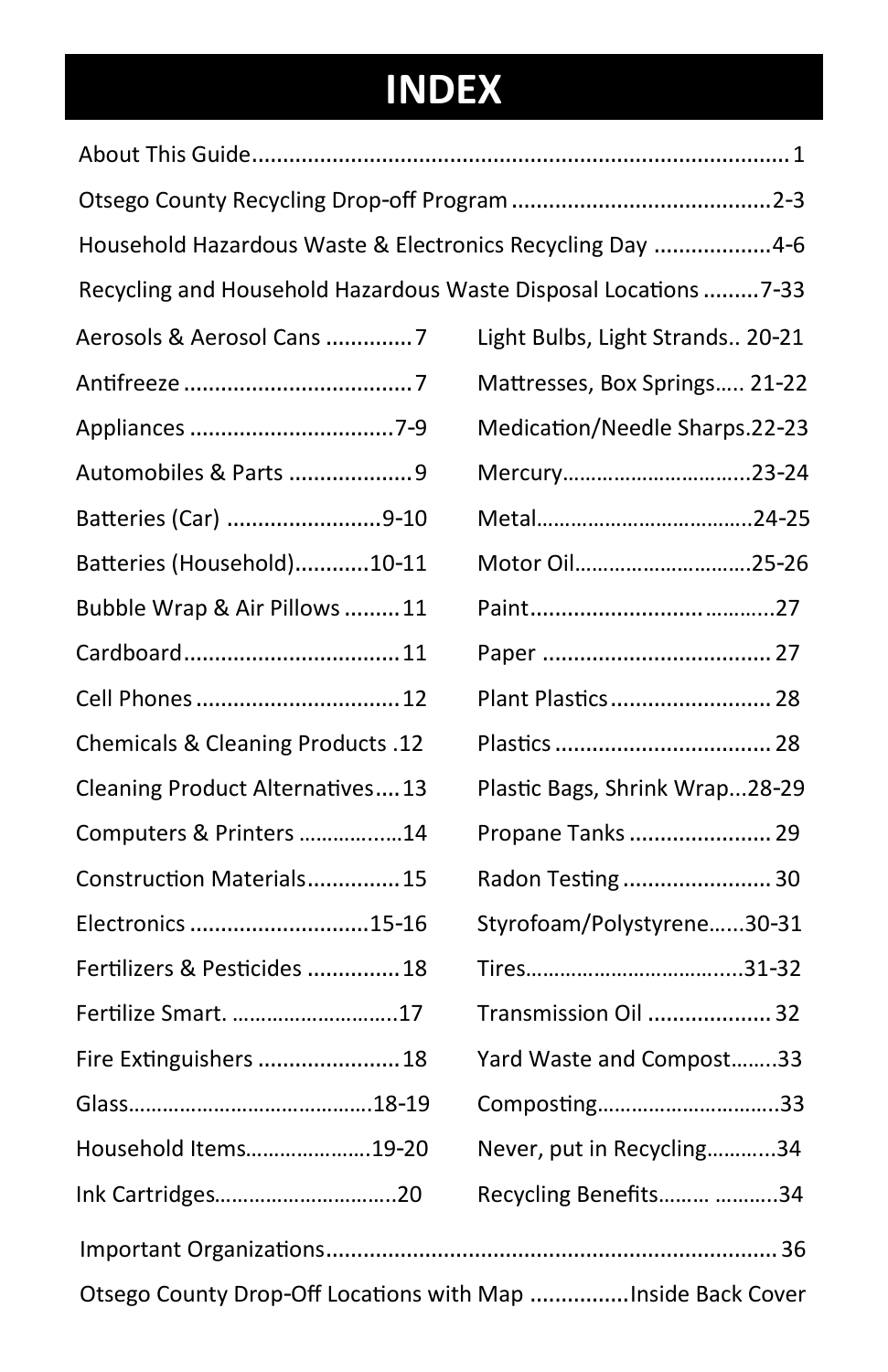# INDEX

About This Guide....................................................................................1

Otsego County Recycling Drop-off Program ..........................................2-3

Household Hazardous Waste & Electronics Recycling Day ..................4-6

Recycling and Household Hazardous Waste Disposal Locations .........7-33

Aerosols & Aerosol Cans .............7

Antifreeze ....................................7

Appliances ................................7-9

Automobiles & Parts ....................9

Batteries (Car) .........................9-10

Batteries (Household)...........10-11

Bubble Wrap & Air Pillows .........11

Cardboard..................................11

Cell Phones .................................12

Chemicals & Cleaning Products .12

Cleaning Product Alternatives....13

Computers & Printers .................14

Construction Materials...............15

Electronics ............................15-16

Fertilizers & Pesticides ...............18

Fertilize Smart. ............................17

Fire Extinguishers .......................18

Glass.........................................18-19

Household Items....................19-20

Ink Cartridges.............................20

Light Bulbs, Light Strands.. 20-21

Mattresses, Box Springs..... 21-22

Medication/Needle Sharps.22-23

Mercury................................23-24

Metal....................................24-25

Motor Oil..............................25-26

Paint........................................27

Paper .....................................27

Plant Plastics ..........................28

Plastics ..................................28

Plastic Bags, Shrink Wrap...28-29

Propane Tanks .......................29

Radon Testing ........................30

Styrofoam/Polystyrene......30-31

Tires....................................31-32

Transmission Oil ....................32

Yard Waste and Compost........33

Composting...............................33

Never, put in Recycling...........34

Recycling Benefits......... ..........34

Important Organizations.......................................................................36

Otsego County Drop-Off Locations with Map ................Inside Back Cover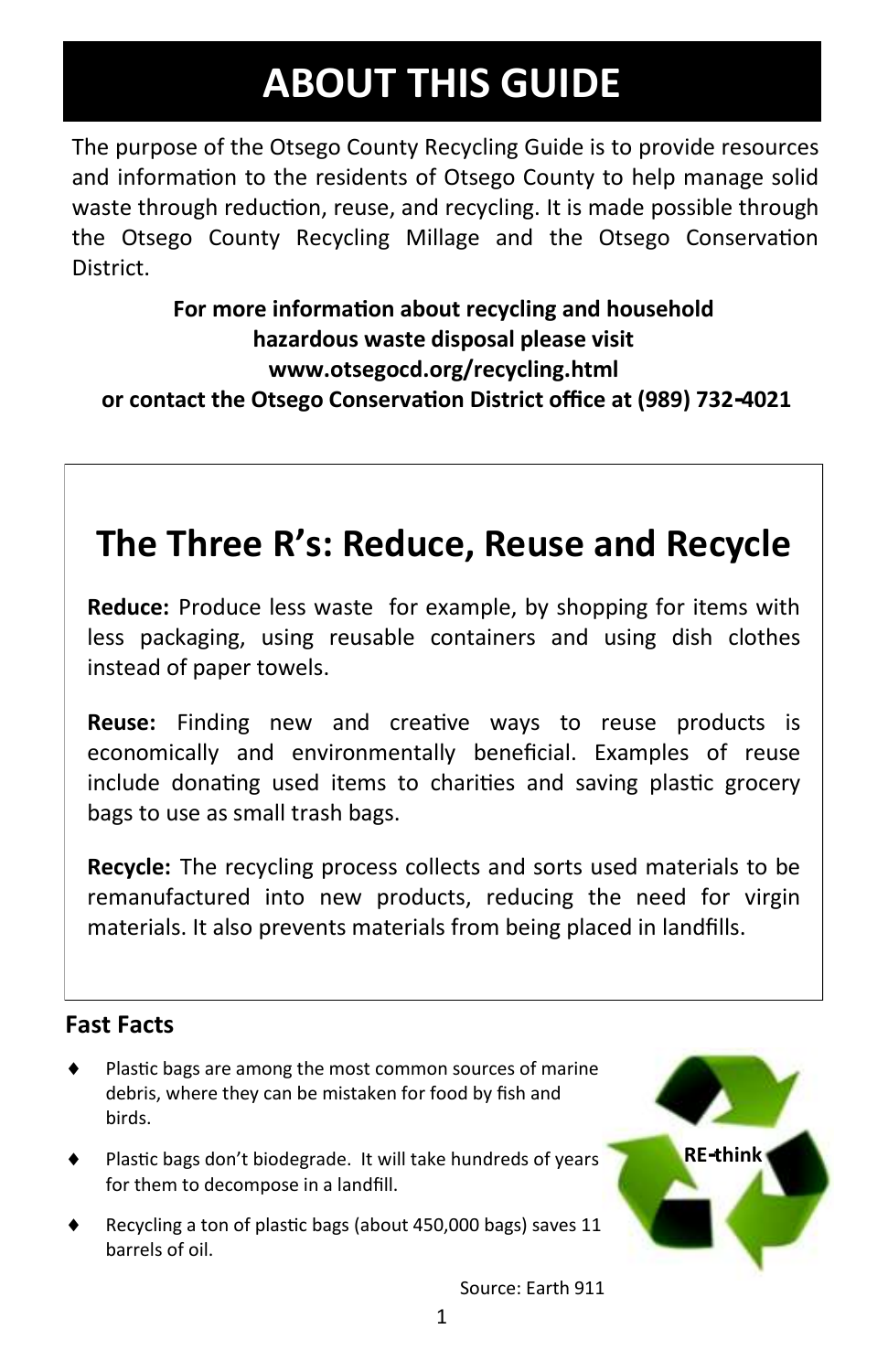# ABOUT THIS GUIDE

The purpose of the Otsego County Recycling Guide is to provide resources and information to the residents of Otsego County to help manage solid waste through reduction, reuse, and recycling. It is made possible through the Otsego County Recycling Millage and the Otsego Conservation District.

**For more information about recycling and household hazardous waste disposal please visit www.otsegocd.org/recycling.html or contact the Otsego Conservation District office at (989) 732-4021**

## The Three R's: Reduce, Reuse and Recycle

**Reduce:** Produce less waste for example, by shopping for items with less packaging, using reusable containers and using dish clothes instead of paper towels.

**Reuse:** Finding new and creative ways to reuse products is economically and environmentally beneficial. Examples of reuse include donating used items to charities and saving plastic grocery bags to use as small trash bags.

**Recycle:** The recycling process collects and sorts used materials to be remanufactured into new products, reducing the need for virgin materials. It also prevents materials from being placed in landfills.

### Fast Facts

- Plastic bags are among the most common sources of marine debris, where they can be mistaken for food by fish and birds.
- Plastic bags don't biodegrade. It will take hundreds of years for them to decompose in a landfill.
- Recycling a ton of plastic bags (about 450,000 bags) saves 11 barrels of oil.

Source: Earth 911

**RE-think**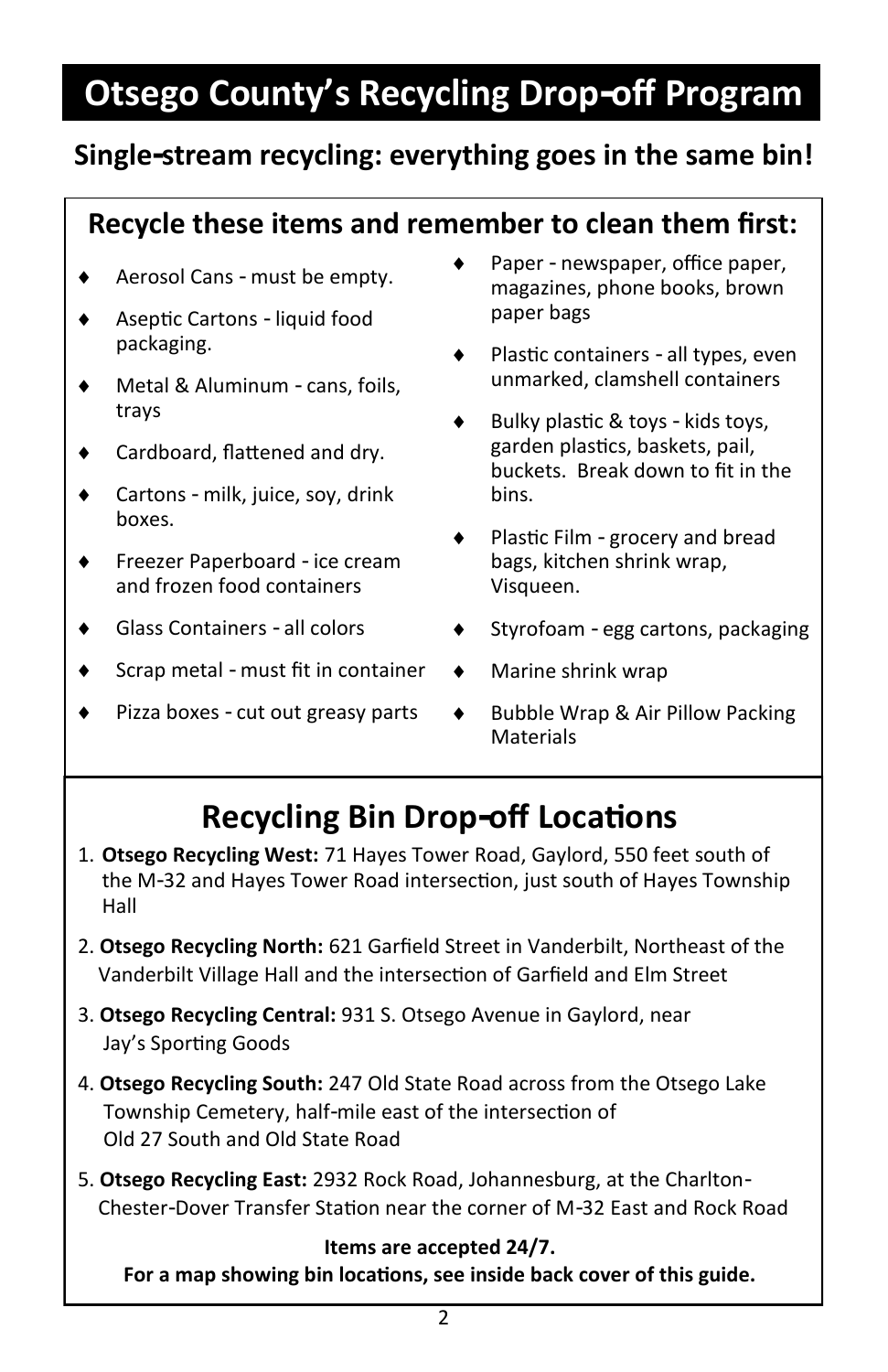# Otsego County's Recycling Drop-off Program

## Single-stream recycling: everything goes in the same bin!

### Recycle these items and remember to clean them first:

- Aerosol Cans - must be empty.
- Aseptic Cartons - liquid food packaging.
- Metal & Aluminum - cans, foils, trays
- Cardboard, flattened and dry.
- Cartons - milk, juice, soy, drink boxes.
- Freezer Paperboard - ice cream and frozen food containers
- Glass Containers - all colors
- Scrap metal - must fit in container
- Pizza boxes - cut out greasy parts
- Paper - newspaper, office paper, magazines, phone books, brown paper bags
- Plastic containers - all types, even unmarked, clamshell containers
- Bulky plastic & toys - kids toys, garden plastics, baskets, pail, buckets. Break down to fit in the bins.
- Plastic Film - grocery and bread bags, kitchen shrink wrap, Visqueen.
- Styrofoam - egg cartons, packaging
- Marine shrink wrap
- Bubble Wrap & Air Pillow Packing Materials

## Recycling Bin Drop-off Locations

1. **Otsego Recycling West:** 71 Hayes Tower Road, Gaylord, 550 feet south of the M-32 and Hayes Tower Road intersection, just south of Hayes Township Hall
2. **Otsego Recycling North:** 621 Garfield Street in Vanderbilt, Northeast of the Vanderbilt Village Hall and the intersection of Garfield and Elm Street
3. **Otsego Recycling Central:** 931 S. Otsego Avenue in Gaylord, near Jay's Sporting Goods
4. **Otsego Recycling South:** 247 Old State Road across from the Otsego Lake Township Cemetery, half-mile east of the intersection of Old 27 South and Old State Road
5. **Otsego Recycling East:** 2932 Rock Road, Johannesburg, at the Charlton-Chester-Dover Transfer Station near the corner of M-32 East and Rock Road

**Items are accepted 24/7.**

**For a map showing bin locations, see inside back cover of this guide.**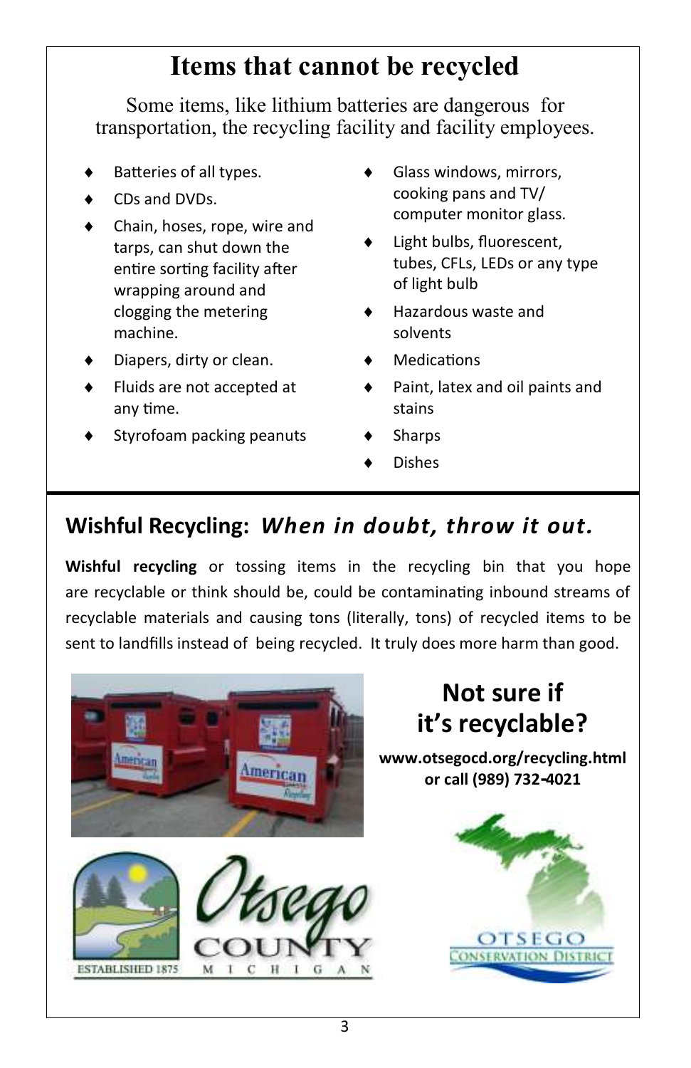# Items that cannot be recycled

Some items, like lithium batteries are dangerous for transportation, the recycling facility and facility employees.

- Batteries of all types.
- CDs and DVDs.
- Chain, hoses, rope, wire and tarps, can shut down the entire sorting facility after wrapping around and clogging the metering machine.
- Diapers, dirty or clean.
- Fluids are not accepted at any time.
- Styrofoam packing peanuts
- Glass windows, mirrors, cooking pans and TV/computer monitor glass.
- Light bulbs, fluorescent, tubes, CFLs, LEDs or any type of light bulb
- Hazardous waste and solvents
- Medications
- Paint, latex and oil paints and stains
- Sharps
- Dishes

## Wishful Recycling: *When in doubt, throw it out.*

**Wishful recycling** or tossing items in the recycling bin that you hope are recyclable or think should be, could be contaminating inbound streams of recyclable materials and causing tons (literally, tons) of recycled items to be sent to landfills instead of being recycled. It truly does more harm than good.

## Not sure if it's recyclable?

**www.otsegocd.org/recycling.html or call (989) 732-4021**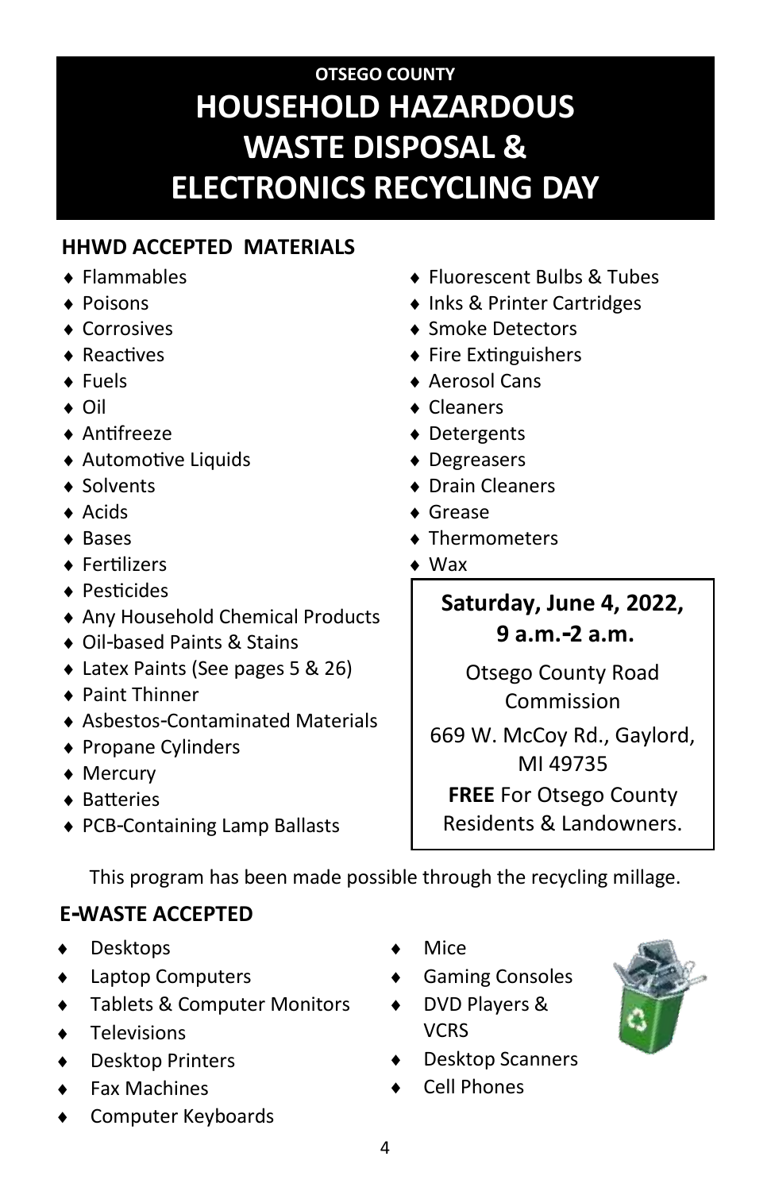OTSEGO COUNTY

# HOUSEHOLD HAZARDOUS WASTE DISPOSAL & ELECTRONICS RECYCLING DAY

## HHWD ACCEPTED MATERIALS

- Flammables
- Poisons
- Corrosives
- Reactives
- Fuels
- Oil
- Antifreeze
- Automotive Liquids
- Solvents
- Acids
- Bases
- Fertilizers
- Pesticides
- Any Household Chemical Products
- Oil-based Paints & Stains
- Latex Paints (See pages 5 & 26)
- Paint Thinner
- Asbestos-Contaminated Materials
- Propane Cylinders
- Mercury
- Batteries
- PCB-Containing Lamp Ballasts
- Fluorescent Bulbs & Tubes
- Inks & Printer Cartridges
- Smoke Detectors
- Fire Extinguishers
- Aerosol Cans
- Cleaners
- Detergents
- Degreasers
- Drain Cleaners
- Grease
- Thermometers
- Wax

**Saturday, June 4, 2022, 9 a.m.-2 a.m.**

Otsego County Road Commission

669 W. McCoy Rd., Gaylord, MI 49735

**FREE** For Otsego County Residents & Landowners.

This program has been made possible through the recycling millage.

## E-WASTE ACCEPTED

- Desktops
- Laptop Computers
- Tablets & Computer Monitors
- Televisions
- Desktop Printers
- Fax Machines
- Computer Keyboards
- Mice
- Gaming Consoles
- DVD Players & VCRS
- Desktop Scanners
- Cell Phones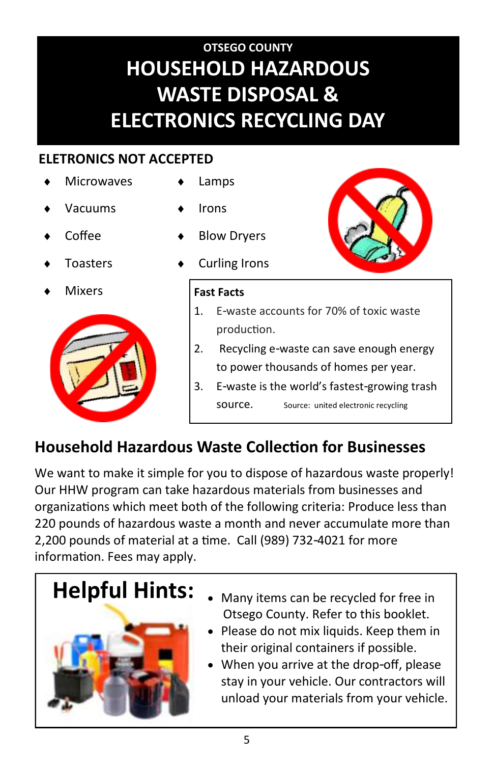OTSEGO COUNTY

# HOUSEHOLD HAZARDOUS WASTE DISPOSAL & ELECTRONICS RECYCLING DAY

## ELETRONICS NOT ACCEPTED

- Microwaves
- Vacuums
- Coffee
- Toasters
- Mixers
- Lamps
- Irons
- Blow Dryers
- Curling Irons

**Fast Facts**

1. E-waste accounts for 70% of toxic waste production.
2. Recycling e-waste can save enough energy to power thousands of homes per year.
3. E-waste is the world's fastest-growing trash source.

Source: united electronic recycling

## Household Hazardous Waste Collection for Businesses

We want to make it simple for you to dispose of hazardous waste properly! Our HHW program can take hazardous materials from businesses and organizations which meet both of the following criteria: Produce less than 220 pounds of hazardous waste a month and never accumulate more than 2,200 pounds of material at a time. Call (989) 732-4021 for more information. Fees may apply.

## Helpful Hints:

- Many items can be recycled for free in Otsego County. Refer to this booklet.
- Please do not mix liquids. Keep them in their original containers if possible.
- When you arrive at the drop-off, please stay in your vehicle. Our contractors will unload your materials from your vehicle.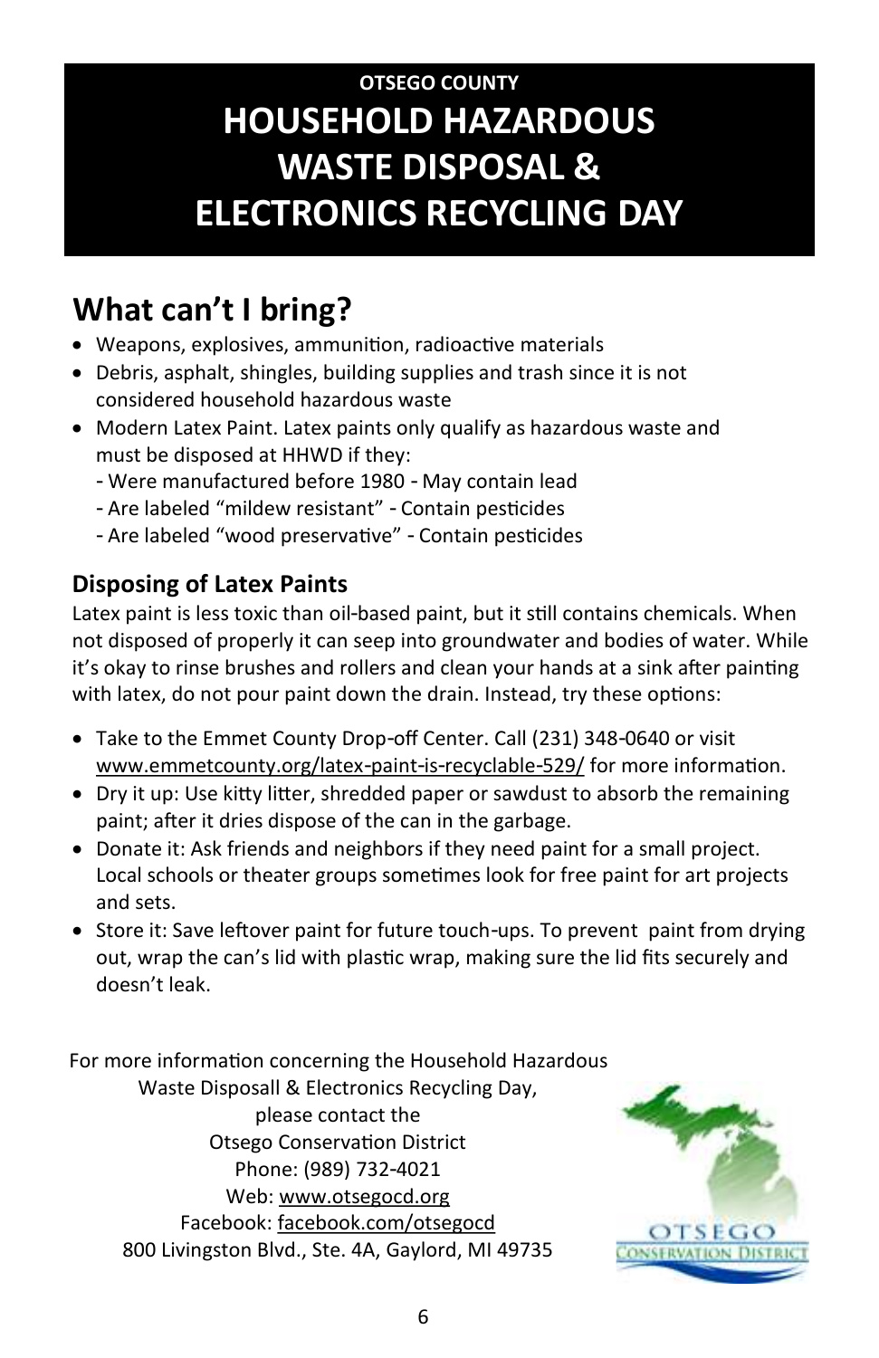OTSEGO COUNTY

# HOUSEHOLD HAZARDOUS WASTE DISPOSAL & ELECTRONICS RECYCLING DAY

## What can't I bring?

- Weapons, explosives, ammunition, radioactive materials
- Debris, asphalt, shingles, building supplies and trash since it is not considered household hazardous waste
- Modern Latex Paint. Latex paints only qualify as hazardous waste and must be disposed at HHWD if they:
  - Were manufactured before 1980 - May contain lead
  - Are labeled "mildew resistant" - Contain pesticides
  - Are labeled "wood preservative" - Contain pesticides

### Disposing of Latex Paints

Latex paint is less toxic than oil-based paint, but it still contains chemicals. When not disposed of properly it can seep into groundwater and bodies of water. While it's okay to rinse brushes and rollers and clean your hands at a sink after painting with latex, do not pour paint down the drain. Instead, try these options:

- Take to the Emmet County Drop-off Center. Call (231) 348-0640 or visit www.emmetcounty.org/latex-paint-is-recyclable-529/ for more information.
- Dry it up: Use kitty litter, shredded paper or sawdust to absorb the remaining paint; after it dries dispose of the can in the garbage.
- Donate it: Ask friends and neighbors if they need paint for a small project. Local schools or theater groups sometimes look for free paint for art projects and sets.
- Store it: Save leftover paint for future touch-ups. To prevent paint from drying out, wrap the can's lid with plastic wrap, making sure the lid fits securely and doesn't leak.

For more information concerning the Household Hazardous Waste Disposall & Electronics Recycling Day, please contact the
Otsego Conservation District
Phone: (989) 732-4021
Web: www.otsegocd.org
Facebook: facebook.com/otsegocd
800 Livingston Blvd., Ste. 4A, Gaylord, MI 49735

OTSEGO CONSERVATION DISTRICT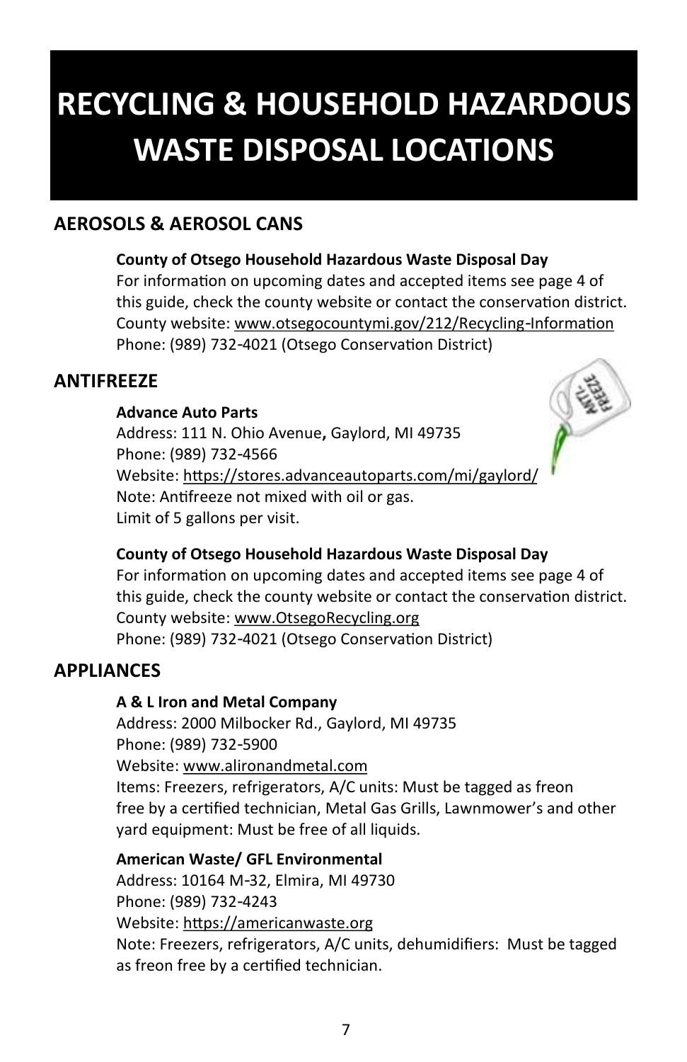# RECYCLING & HOUSEHOLD HAZARDOUS WASTE DISPOSAL LOCATIONS

## AEROSOLS & AEROSOL CANS

**County of Otsego Household Hazardous Waste Disposal Day**
For information on upcoming dates and accepted items see page 4 of this guide, check the county website or contact the conservation district.
County website: www.otsegocountymi.gov/212/Recycling-Information
Phone: (989) 732-4021 (Otsego Conservation District)

## ANTIFREEZE

**Advance Auto Parts**
Address: 111 N. Ohio Avenue**,** Gaylord, MI 49735
Phone: (989) 732-4566
Website: https://stores.advanceautoparts.com/mi/gaylord/
Note: Antifreeze not mixed with oil or gas.
Limit of 5 gallons per visit.

**County of Otsego Household Hazardous Waste Disposal Day**
For information on upcoming dates and accepted items see page 4 of this guide, check the county website or contact the conservation district.
County website: www.OtsegoRecycling.org
Phone: (989) 732-4021 (Otsego Conservation District)

## APPLIANCES

**A & L Iron and Metal Company**
Address: 2000 Milbocker Rd., Gaylord, MI 49735
Phone: (989) 732-5900
Website: www.alironandmetal.com
Items: Freezers, refrigerators, A/C units: Must be tagged as freon free by a certified technician, Metal Gas Grills, Lawnmower's and other yard equipment: Must be free of all liquids.

**American Waste/ GFL Environmental**
Address: 10164 M-32, Elmira, MI 49730
Phone: (989) 732-4243
Website: https://americanwaste.org
Note: Freezers, refrigerators, A/C units, dehumidifiers: Must be tagged as freon free by a certified technician.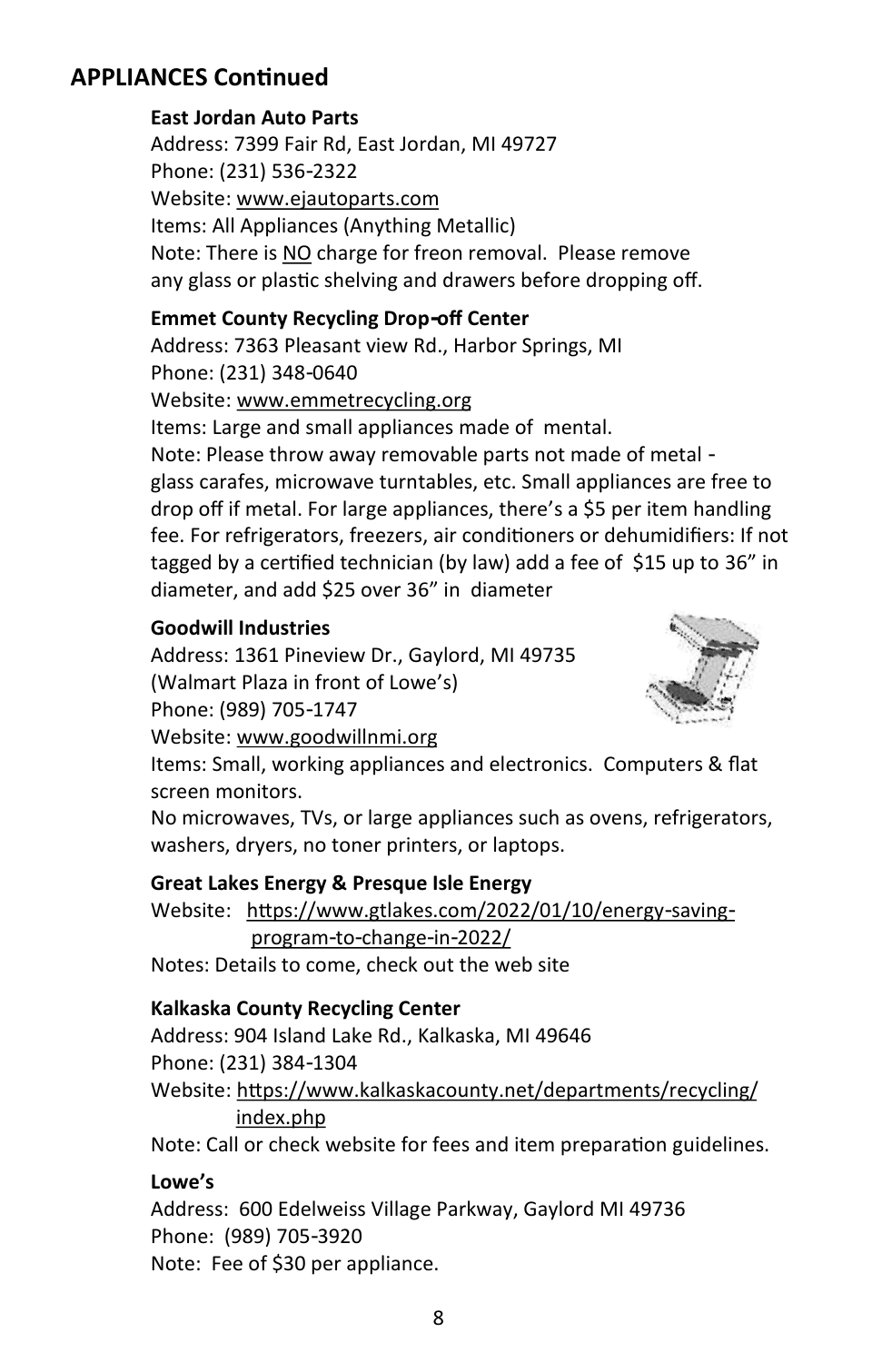## APPLIANCES Continued

**East Jordan Auto Parts**

Address: 7399 Fair Rd, East Jordan, MI 49727
Phone: (231) 536-2322
Website: www.ejautoparts.com
Items: All Appliances (Anything Metallic)
Note: There is NO charge for freon removal. Please remove any glass or plastic shelving and drawers before dropping off.

**Emmet County Recycling Drop-off Center**

Address: 7363 Pleasant view Rd., Harbor Springs, MI
Phone: (231) 348-0640
Website: www.emmetrecycling.org
Items: Large and small appliances made of mental.
Note: Please throw away removable parts not made of metal - glass carafes, microwave turntables, etc. Small appliances are free to drop off if metal. For large appliances, there's a $5 per item handling fee. For refrigerators, freezers, air conditioners or dehumidifiers: If not tagged by a certified technician (by law) add a fee of $15 up to 36" in diameter, and add $25 over 36" in diameter

**Goodwill Industries**

Address: 1361 Pineview Dr., Gaylord, MI 49735
(Walmart Plaza in front of Lowe's)
Phone: (989) 705-1747
Website: www.goodwillnmi.org
Items: Small, working appliances and electronics. Computers & flat screen monitors.
No microwaves, TVs, or large appliances such as ovens, refrigerators, washers, dryers, no toner printers, or laptops.

**Great Lakes Energy & Presque Isle Energy**

Website: https://www.gtlakes.com/2022/01/10/energy-saving-program-to-change-in-2022/
Notes: Details to come, check out the web site

**Kalkaska County Recycling Center**

Address: 904 Island Lake Rd., Kalkaska, MI 49646
Phone: (231) 384-1304
Website: https://www.kalkaskacounty.net/departments/recycling/index.php
Note: Call or check website for fees and item preparation guidelines.

**Lowe's**

Address: 600 Edelweiss Village Parkway, Gaylord MI 49736
Phone: (989) 705-3920
Note: Fee of $30 per appliance.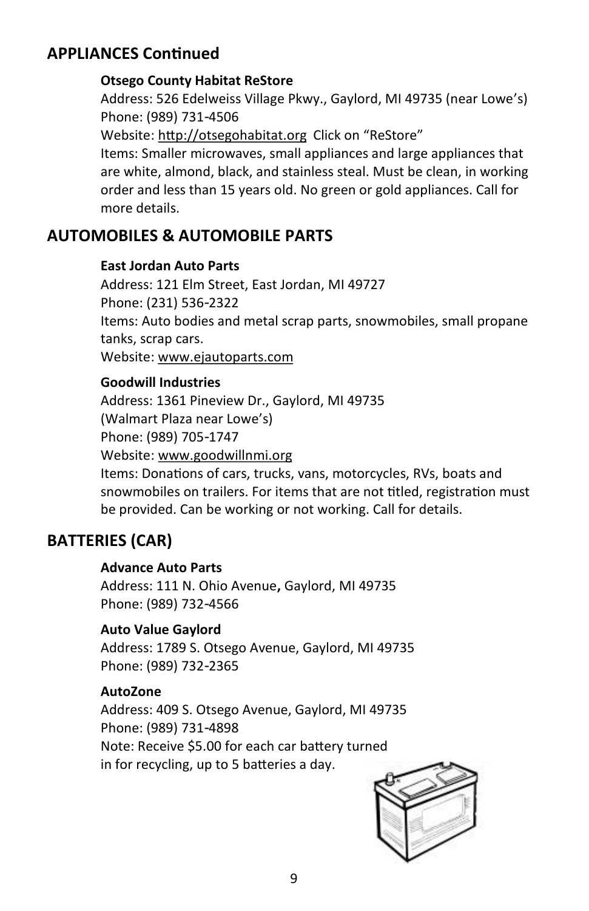## APPLIANCES Continued

**Otsego County Habitat ReStore**
Address: 526 Edelweiss Village Pkwy., Gaylord, MI 49735 (near Lowe's)
Phone: (989) 731-4506
Website: http://otsegohabitat.org Click on "ReStore"
Items: Smaller microwaves, small appliances and large appliances that are white, almond, black, and stainless steal. Must be clean, in working order and less than 15 years old. No green or gold appliances. Call for more details.

## AUTOMOBILES & AUTOMOBILE PARTS

**East Jordan Auto Parts**
Address: 121 Elm Street, East Jordan, MI 49727
Phone: (231) 536-2322
Items: Auto bodies and metal scrap parts, snowmobiles, small propane tanks, scrap cars.
Website: www.ejautoparts.com

**Goodwill Industries**
Address: 1361 Pineview Dr., Gaylord, MI 49735
(Walmart Plaza near Lowe's)
Phone: (989) 705-1747
Website: www.goodwillnmi.org
Items: Donations of cars, trucks, vans, motorcycles, RVs, boats and snowmobiles on trailers. For items that are not titled, registration must be provided. Can be working or not working. Call for details.

## BATTERIES (CAR)

**Advance Auto Parts**
Address: 111 N. Ohio Avenue**,** Gaylord, MI 49735
Phone: (989) 732-4566

**Auto Value Gaylord**
Address: 1789 S. Otsego Avenue, Gaylord, MI 49735
Phone: (989) 732-2365

**AutoZone**
Address: 409 S. Otsego Avenue, Gaylord, MI 49735
Phone: (989) 731-4898
Note: Receive $5.00 for each car battery turned in for recycling, up to 5 batteries a day.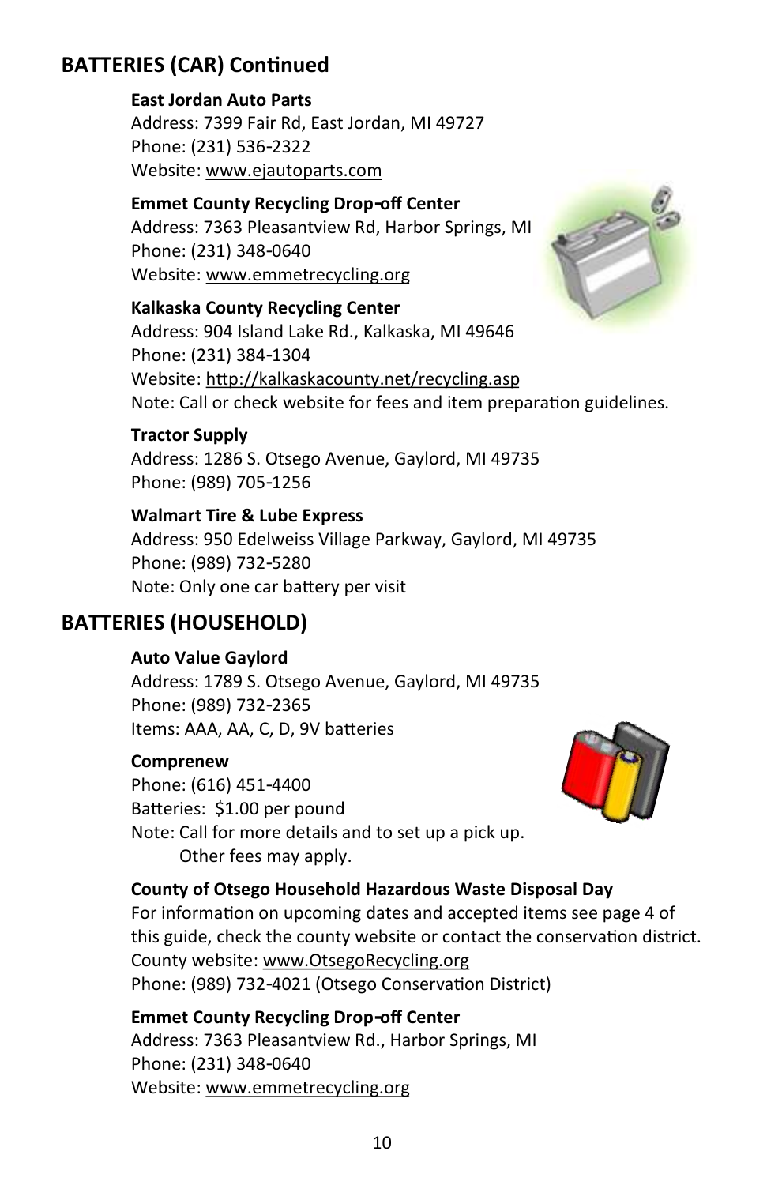## BATTERIES (CAR) Continued

**East Jordan Auto Parts**
Address: 7399 Fair Rd, East Jordan, MI 49727
Phone: (231) 536-2322
Website: www.ejautoparts.com

**Emmet County Recycling Drop-off Center**
Address: 7363 Pleasantview Rd, Harbor Springs, MI
Phone: (231) 348-0640
Website: www.emmetrecycling.org

**Kalkaska County Recycling Center**
Address: 904 Island Lake Rd., Kalkaska, MI 49646
Phone: (231) 384-1304
Website: http://kalkaskacounty.net/recycling.asp
Note: Call or check website for fees and item preparation guidelines.

**Tractor Supply**
Address: 1286 S. Otsego Avenue, Gaylord, MI 49735
Phone: (989) 705-1256

**Walmart Tire & Lube Express**
Address: 950 Edelweiss Village Parkway, Gaylord, MI 49735
Phone: (989) 732-5280
Note: Only one car battery per visit

## BATTERIES (HOUSEHOLD)

**Auto Value Gaylord**
Address: 1789 S. Otsego Avenue, Gaylord, MI 49735
Phone: (989) 732-2365
Items: AAA, AA, C, D, 9V batteries

**Comprenew**
Phone: (616) 451-4400
Batteries: $1.00 per pound
Note: Call for more details and to set up a pick up.
Other fees may apply.

**County of Otsego Household Hazardous Waste Disposal Day**
For information on upcoming dates and accepted items see page 4 of this guide, check the county website or contact the conservation district.
County website: www.OtsegoRecycling.org
Phone: (989) 732-4021 (Otsego Conservation District)

**Emmet County Recycling Drop-off Center**
Address: 7363 Pleasantview Rd., Harbor Springs, MI
Phone: (231) 348-0640
Website: www.emmetrecycling.org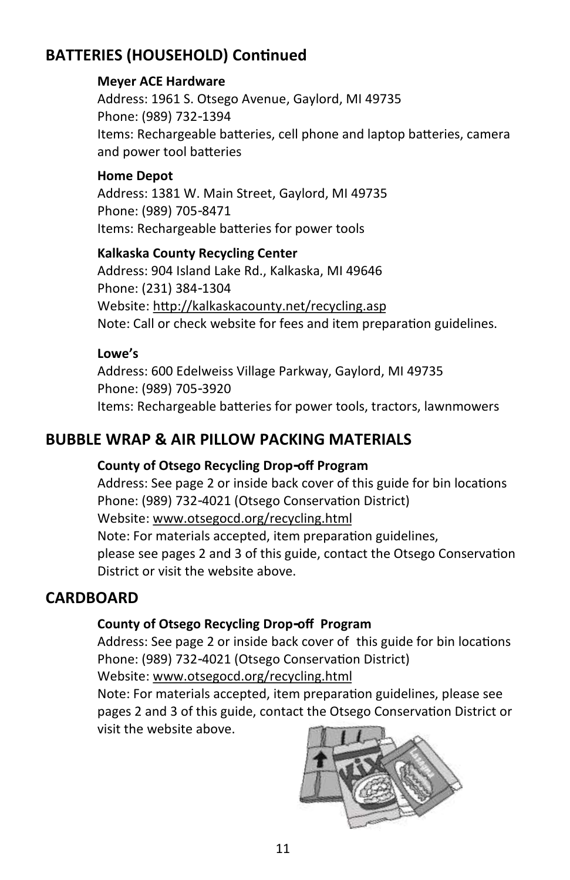## BATTERIES (HOUSEHOLD) Continued

**Meyer ACE Hardware**
Address: 1961 S. Otsego Avenue, Gaylord, MI 49735
Phone: (989) 732-1394
Items: Rechargeable batteries, cell phone and laptop batteries, camera and power tool batteries

**Home Depot**
Address: 1381 W. Main Street, Gaylord, MI 49735
Phone: (989) 705-8471
Items: Rechargeable batteries for power tools

**Kalkaska County Recycling Center**
Address: 904 Island Lake Rd., Kalkaska, MI 49646
Phone: (231) 384-1304
Website: http://kalkaskacounty.net/recycling.asp
Note: Call or check website for fees and item preparation guidelines.

**Lowe's**
Address: 600 Edelweiss Village Parkway, Gaylord, MI 49735
Phone: (989) 705-3920
Items: Rechargeable batteries for power tools, tractors, lawnmowers

## BUBBLE WRAP & AIR PILLOW PACKING MATERIALS

**County of Otsego Recycling Drop-off Program**
Address: See page 2 or inside back cover of this guide for bin locations
Phone: (989) 732-4021 (Otsego Conservation District)
Website: www.otsegocd.org/recycling.html
Note: For materials accepted, item preparation guidelines, please see pages 2 and 3 of this guide, contact the Otsego Conservation District or visit the website above.

## CARDBOARD

**County of Otsego Recycling Drop-off Program**
Address: See page 2 or inside back cover of this guide for bin locations
Phone: (989) 732-4021 (Otsego Conservation District)
Website: www.otsegocd.org/recycling.html
Note: For materials accepted, item preparation guidelines, please see pages 2 and 3 of this guide, contact the Otsego Conservation District or visit the website above.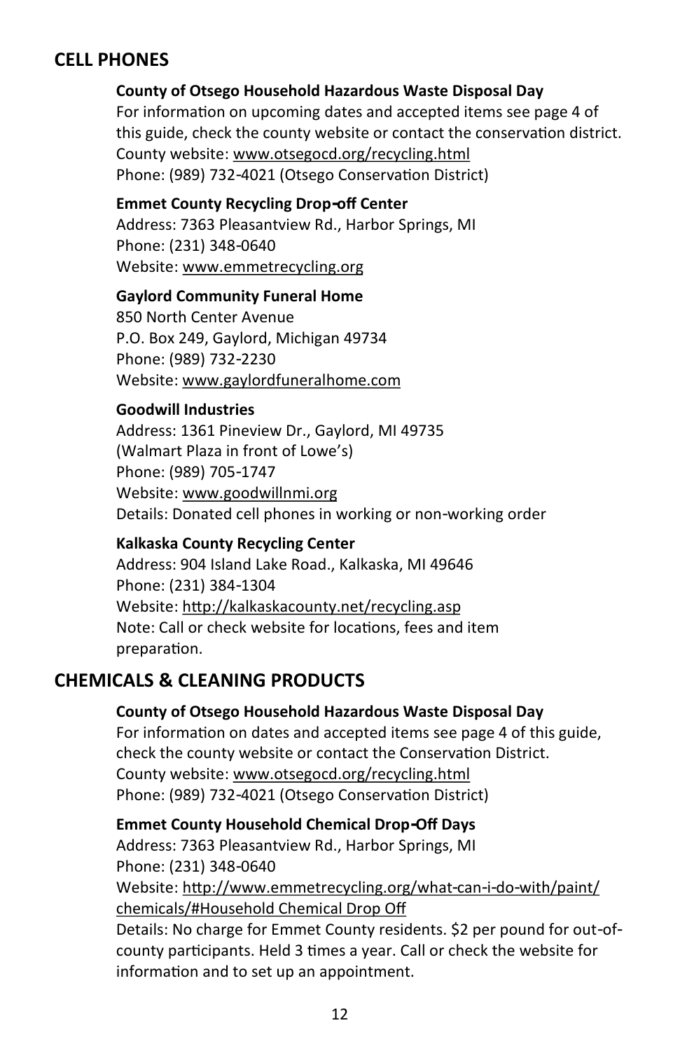## CELL PHONES

**County of Otsego Household Hazardous Waste Disposal Day**
For information on upcoming dates and accepted items see page 4 of this guide, check the county website or contact the conservation district.
County website: www.otsegocd.org/recycling.html
Phone: (989) 732-4021 (Otsego Conservation District)

**Emmet County Recycling Drop-off Center**
Address: 7363 Pleasantview Rd., Harbor Springs, MI
Phone: (231) 348-0640
Website: www.emmetrecycling.org

**Gaylord Community Funeral Home**
850 North Center Avenue
P.O. Box 249, Gaylord, Michigan 49734
Phone: (989) 732-2230
Website: www.gaylordfuneralhome.com

**Goodwill Industries**
Address: 1361 Pineview Dr., Gaylord, MI 49735
(Walmart Plaza in front of Lowe's)
Phone: (989) 705-1747
Website: www.goodwillnmi.org
Details: Donated cell phones in working or non-working order

**Kalkaska County Recycling Center**
Address: 904 Island Lake Road., Kalkaska, MI 49646
Phone: (231) 384-1304
Website: http://kalkaskacounty.net/recycling.asp
Note: Call or check website for locations, fees and item preparation.

## CHEMICALS & CLEANING PRODUCTS

**County of Otsego Household Hazardous Waste Disposal Day**
For information on dates and accepted items see page 4 of this guide, check the county website or contact the Conservation District.
County website: www.otsegocd.org/recycling.html
Phone: (989) 732-4021 (Otsego Conservation District)

**Emmet County Household Chemical Drop-Off Days**
Address: 7363 Pleasantview Rd., Harbor Springs, MI
Phone: (231) 348-0640
Website: http://www.emmetrecycling.org/what-can-i-do-with/paint/chemicals/#Household Chemical Drop Off
Details: No charge for Emmet County residents. $2 per pound for out-of-county participants. Held 3 times a year. Call or check the website for information and to set up an appointment.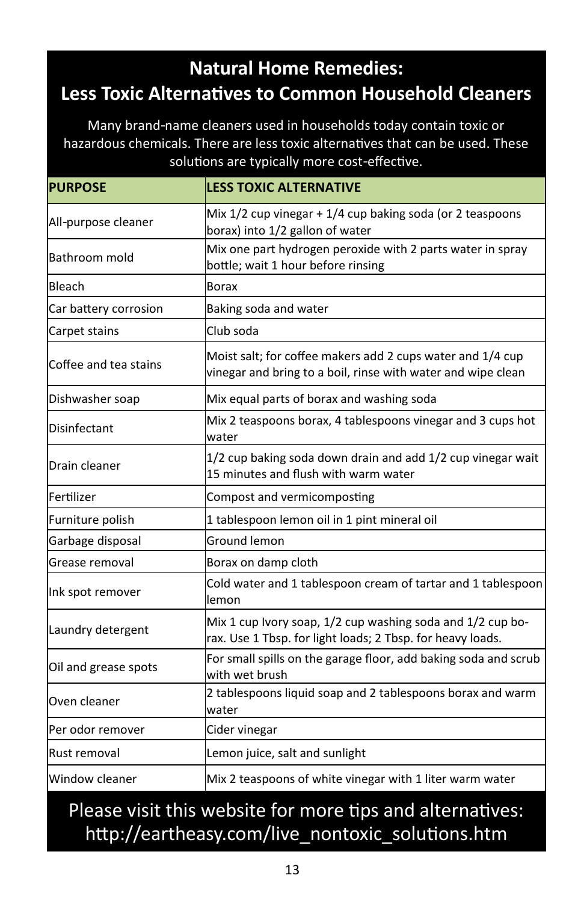# Natural Home Remedies: Less Toxic Alternatives to Common Household Cleaners

Many brand-name cleaners used in households today contain toxic or hazardous chemicals. There are less toxic alternatives that can be used. These solutions are typically more cost-effective.

| PURPOSE | LESS TOXIC ALTERNATIVE |
|---|---|
| All-purpose cleaner | Mix 1/2 cup vinegar + 1/4 cup baking soda (or 2 teaspoons borax) into 1/2 gallon of water |
| Bathroom mold | Mix one part hydrogen peroxide with 2 parts water in spray bottle; wait 1 hour before rinsing |
| Bleach | Borax |
| Car battery corrosion | Baking soda and water |
| Carpet stains | Club soda |
| Coffee and tea stains | Moist salt; for coffee makers add 2 cups water and 1/4 cup vinegar and bring to a boil, rinse with water and wipe clean |
| Dishwasher soap | Mix equal parts of borax and washing soda |
| Disinfectant | Mix 2 teaspoons borax, 4 tablespoons vinegar and 3 cups hot water |
| Drain cleaner | 1/2 cup baking soda down drain and add 1/2 cup vinegar wait 15 minutes and flush with warm water |
| Fertilizer | Compost and vermicomposting |
| Furniture polish | 1 tablespoon lemon oil in 1 pint mineral oil |
| Garbage disposal | Ground lemon |
| Grease removal | Borax on damp cloth |
| Ink spot remover | Cold water and 1 tablespoon cream of tartar and 1 tablespoon lemon |
| Laundry detergent | Mix 1 cup Ivory soap, 1/2 cup washing soda and 1/2 cup borax. Use 1 Tbsp. for light loads; 2 Tbsp. for heavy loads. |
| Oil and grease spots | For small spills on the garage floor, add baking soda and scrub with wet brush |
| Oven cleaner | 2 tablespoons liquid soap and 2 tablespoons borax and warm water |
| Per odor remover | Cider vinegar |
| Rust removal | Lemon juice, salt and sunlight |
| Window cleaner | Mix 2 teaspoons of white vinegar with 1 liter warm water |

Please visit this website for more tips and alternatives: http://eartheasy.com/live_nontoxic_solutions.htm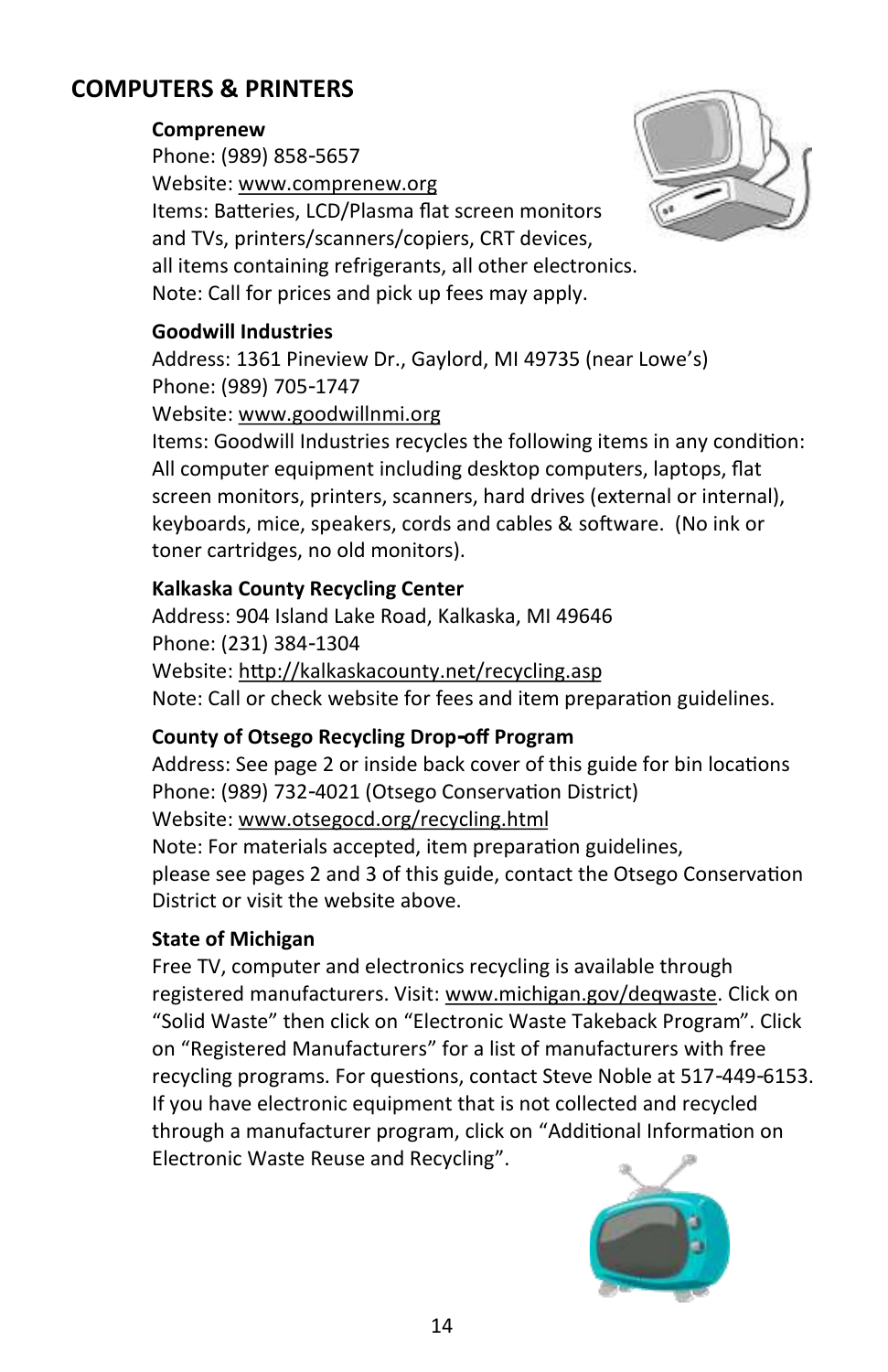## COMPUTERS & PRINTERS

**Comprenew**
Phone: (989) 858-5657
Website: www.comprenew.org
Items: Batteries, LCD/Plasma flat screen monitors and TVs, printers/scanners/copiers, CRT devices, all items containing refrigerants, all other electronics.
Note: Call for prices and pick up fees may apply.

**Goodwill Industries**
Address: 1361 Pineview Dr., Gaylord, MI 49735 (near Lowe's)
Phone: (989) 705-1747
Website: www.goodwillnmi.org
Items: Goodwill Industries recycles the following items in any condition: All computer equipment including desktop computers, laptops, flat screen monitors, printers, scanners, hard drives (external or internal), keyboards, mice, speakers, cords and cables & software. (No ink or toner cartridges, no old monitors).

**Kalkaska County Recycling Center**
Address: 904 Island Lake Road, Kalkaska, MI 49646
Phone: (231) 384-1304
Website: http://kalkaskacounty.net/recycling.asp
Note: Call or check website for fees and item preparation guidelines.

**County of Otsego Recycling Drop-off Program**
Address: See page 2 or inside back cover of this guide for bin locations
Phone: (989) 732-4021 (Otsego Conservation District)
Website: www.otsegocd.org/recycling.html
Note: For materials accepted, item preparation guidelines, please see pages 2 and 3 of this guide, contact the Otsego Conservation District or visit the website above.

**State of Michigan**
Free TV, computer and electronics recycling is available through registered manufacturers. Visit: www.michigan.gov/deqwaste. Click on "Solid Waste" then click on "Electronic Waste Takeback Program". Click on "Registered Manufacturers" for a list of manufacturers with free recycling programs. For questions, contact Steve Noble at 517-449-6153. If you have electronic equipment that is not collected and recycled through a manufacturer program, click on "Additional Information on Electronic Waste Reuse and Recycling".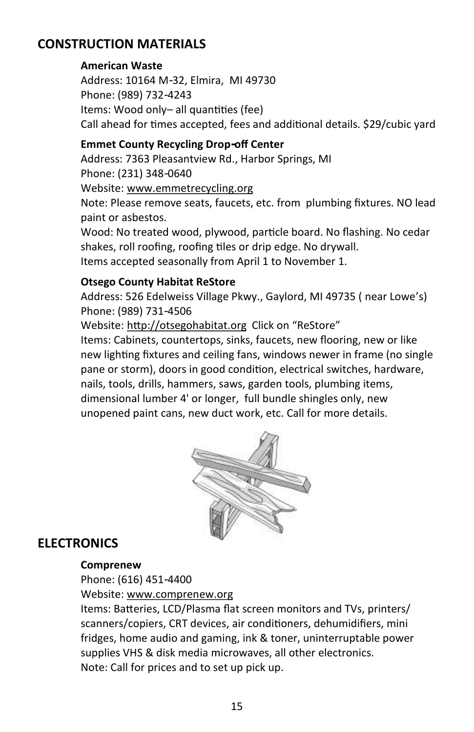## CONSTRUCTION MATERIALS

**American Waste**
Address: 10164 M-32, Elmira, MI 49730
Phone: (989) 732-4243
Items: Wood only– all quantities (fee)
Call ahead for times accepted, fees and additional details. $29/cubic yard

**Emmet County Recycling Drop-off Center**
Address: 7363 Pleasantview Rd., Harbor Springs, MI
Phone: (231) 348-0640
Website: www.emmetrecycling.org
Note: Please remove seats, faucets, etc. from plumbing fixtures. NO lead paint or asbestos.
Wood: No treated wood, plywood, particle board. No flashing. No cedar shakes, roll roofing, roofing tiles or drip edge. No drywall.
Items accepted seasonally from April 1 to November 1.

**Otsego County Habitat ReStore**
Address: 526 Edelweiss Village Pkwy., Gaylord, MI 49735 ( near Lowe's)
Phone: (989) 731-4506
Website: http://otsegohabitat.org Click on "ReStore"
Items: Cabinets, countertops, sinks, faucets, new flooring, new or like new lighting fixtures and ceiling fans, windows newer in frame (no single pane or storm), doors in good condition, electrical switches, hardware, nails, tools, drills, hammers, saws, garden tools, plumbing items, dimensional lumber 4' or longer, full bundle shingles only, new unopened paint cans, new duct work, etc. Call for more details.

## ELECTRONICS

**Comprenew**
Phone: (616) 451-4400
Website: www.comprenew.org
Items: Batteries, LCD/Plasma flat screen monitors and TVs, printers/ scanners/copiers, CRT devices, air conditioners, dehumidifiers, mini fridges, home audio and gaming, ink & toner, uninterruptable power supplies VHS & disk media microwaves, all other electronics.
Note: Call for prices and to set up pick up.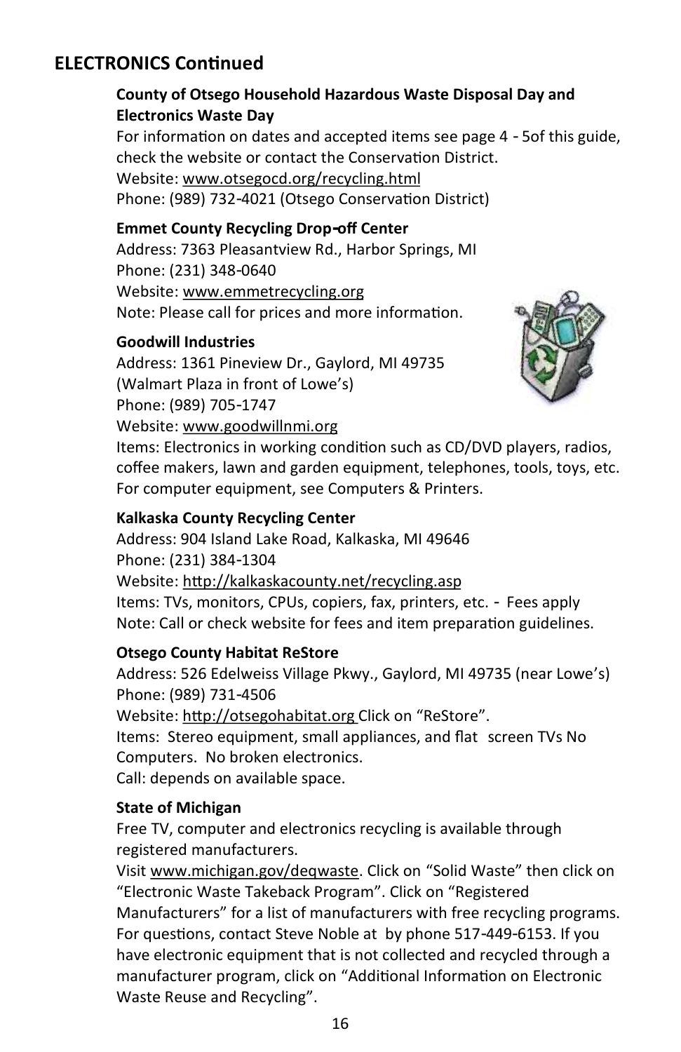## ELECTRONICS Continued

**County of Otsego Household Hazardous Waste Disposal Day and Electronics Waste Day**

For information on dates and accepted items see page 4 - 5of this guide, check the website or contact the Conservation District.
Website: www.otsegocd.org/recycling.html
Phone: (989) 732-4021 (Otsego Conservation District)

**Emmet County Recycling Drop-off Center**

Address: 7363 Pleasantview Rd., Harbor Springs, MI
Phone: (231) 348-0640
Website: www.emmetrecycling.org
Note: Please call for prices and more information.

**Goodwill Industries**

Address: 1361 Pineview Dr., Gaylord, MI 49735
(Walmart Plaza in front of Lowe's)
Phone: (989) 705-1747
Website: www.goodwillnmi.org
Items: Electronics in working condition such as CD/DVD players, radios, coffee makers, lawn and garden equipment, telephones, tools, toys, etc. For computer equipment, see Computers & Printers.

**Kalkaska County Recycling Center**

Address: 904 Island Lake Road, Kalkaska, MI 49646
Phone: (231) 384-1304
Website: http://kalkaskacounty.net/recycling.asp
Items: TVs, monitors, CPUs, copiers, fax, printers, etc. - Fees apply
Note: Call or check website for fees and item preparation guidelines.

**Otsego County Habitat ReStore**

Address: 526 Edelweiss Village Pkwy., Gaylord, MI 49735 (near Lowe's)
Phone: (989) 731-4506
Website: http://otsegohabitat.org Click on "ReStore".
Items: Stereo equipment, small appliances, and flat screen TVs No Computers. No broken electronics.
Call: depends on available space.

**State of Michigan**

Free TV, computer and electronics recycling is available through registered manufacturers.
Visit www.michigan.gov/deqwaste. Click on "Solid Waste" then click on "Electronic Waste Takeback Program". Click on "Registered Manufacturers" for a list of manufacturers with free recycling programs. For questions, contact Steve Noble at by phone 517-449-6153. If you have electronic equipment that is not collected and recycled through a manufacturer program, click on "Additional Information on Electronic Waste Reuse and Recycling".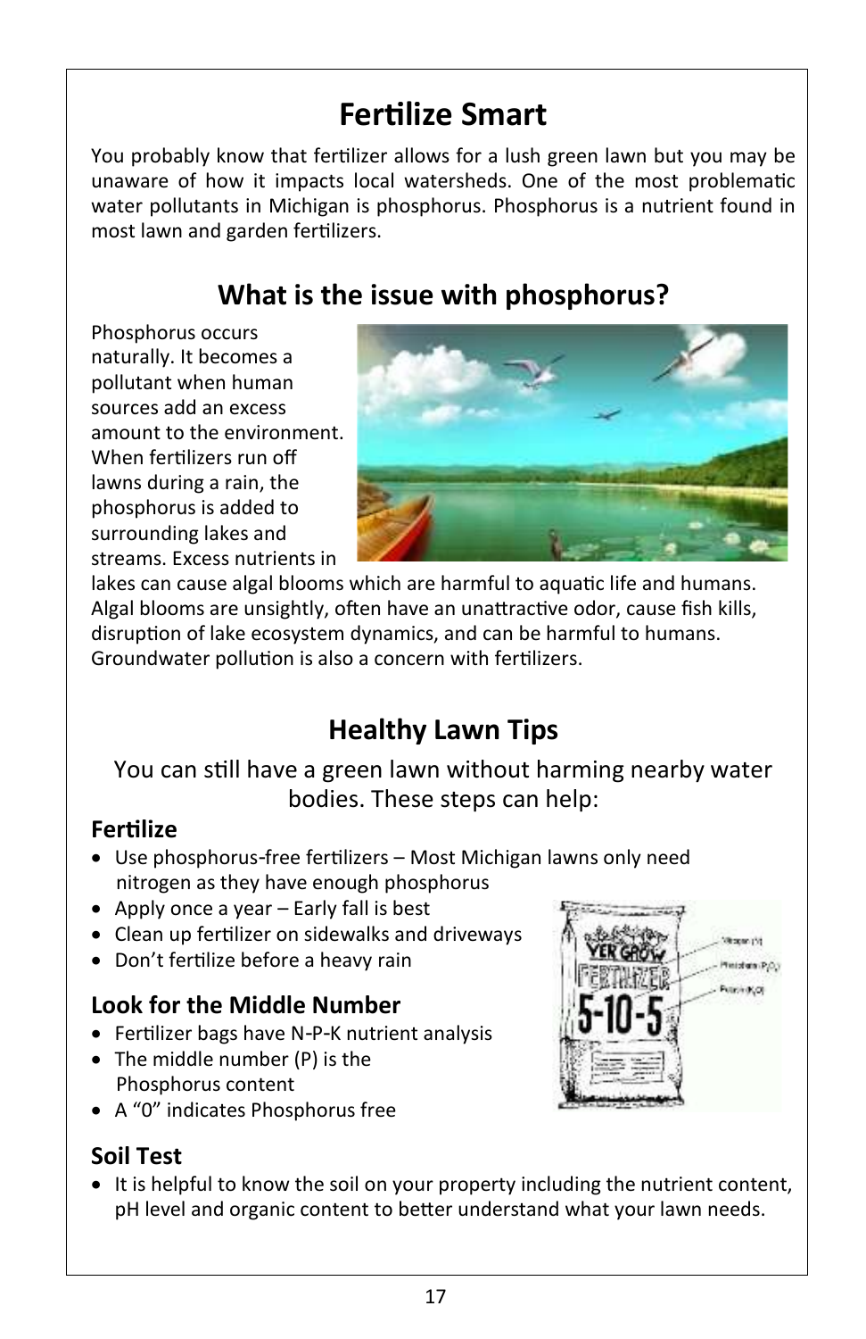# Fertilize Smart

You probably know that fertilizer allows for a lush green lawn but you may be unaware of how it impacts local watersheds. One of the most problematic water pollutants in Michigan is phosphorus. Phosphorus is a nutrient found in most lawn and garden fertilizers.

## What is the issue with phosphorus?

Phosphorus occurs naturally. It becomes a pollutant when human sources add an excess amount to the environment. When fertilizers run off lawns during a rain, the phosphorus is added to surrounding lakes and streams. Excess nutrients in lakes can cause algal blooms which are harmful to aquatic life and humans. Algal blooms are unsightly, often have an unattractive odor, cause fish kills, disruption of lake ecosystem dynamics, and can be harmful to humans. Groundwater pollution is also a concern with fertilizers.

## Healthy Lawn Tips

You can still have a green lawn without harming nearby water bodies. These steps can help:

### Fertilize

- Use phosphorus-free fertilizers – Most Michigan lawns only need nitrogen as they have enough phosphorus
- Apply once a year – Early fall is best
- Clean up fertilizer on sidewalks and driveways
- Don't fertilize before a heavy rain

### Look for the Middle Number

- Fertilizer bags have N-P-K nutrient analysis
- The middle number (P) is the Phosphorus content
- A "0" indicates Phosphorus free

### Soil Test

- It is helpful to know the soil on your property including the nutrient content, pH level and organic content to better understand what your lawn needs.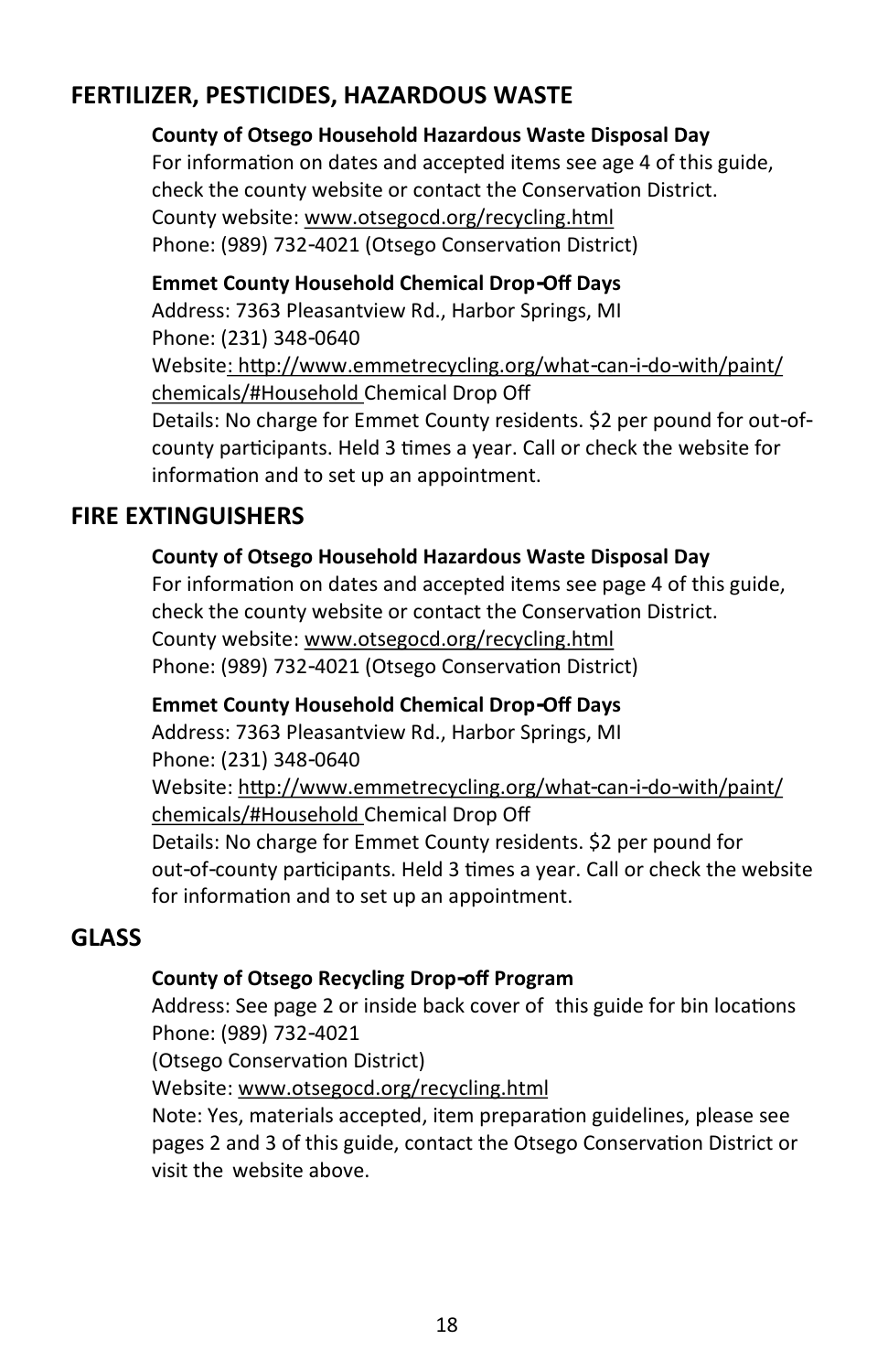## FERTILIZER, PESTICIDES, HAZARDOUS WASTE

**County of Otsego Household Hazardous Waste Disposal Day**
For information on dates and accepted items see age 4 of this guide, check the county website or contact the Conservation District.
County website: www.otsegocd.org/recycling.html
Phone: (989) 732-4021 (Otsego Conservation District)

**Emmet County Household Chemical Drop-Off Days**
Address: 7363 Pleasantview Rd., Harbor Springs, MI
Phone: (231) 348-0640
Website: http://www.emmetrecycling.org/what-can-i-do-with/paint/chemicals/#Household Chemical Drop Off
Details: No charge for Emmet County residents. $2 per pound for out-of-county participants. Held 3 times a year. Call or check the website for information and to set up an appointment.

## FIRE EXTINGUISHERS

**County of Otsego Household Hazardous Waste Disposal Day**
For information on dates and accepted items see page 4 of this guide, check the county website or contact the Conservation District.
County website: www.otsegocd.org/recycling.html
Phone: (989) 732-4021 (Otsego Conservation District)

**Emmet County Household Chemical Drop-Off Days**
Address: 7363 Pleasantview Rd., Harbor Springs, MI
Phone: (231) 348-0640
Website: http://www.emmetrecycling.org/what-can-i-do-with/paint/chemicals/#Household Chemical Drop Off
Details: No charge for Emmet County residents. $2 per pound for out-of-county participants. Held 3 times a year. Call or check the website for information and to set up an appointment.

## GLASS

**County of Otsego Recycling Drop-off Program**
Address: See page 2 or inside back cover of this guide for bin locations
Phone: (989) 732-4021
(Otsego Conservation District)
Website: www.otsegocd.org/recycling.html
Note: Yes, materials accepted, item preparation guidelines, please see pages 2 and 3 of this guide, contact the Otsego Conservation District or visit the website above.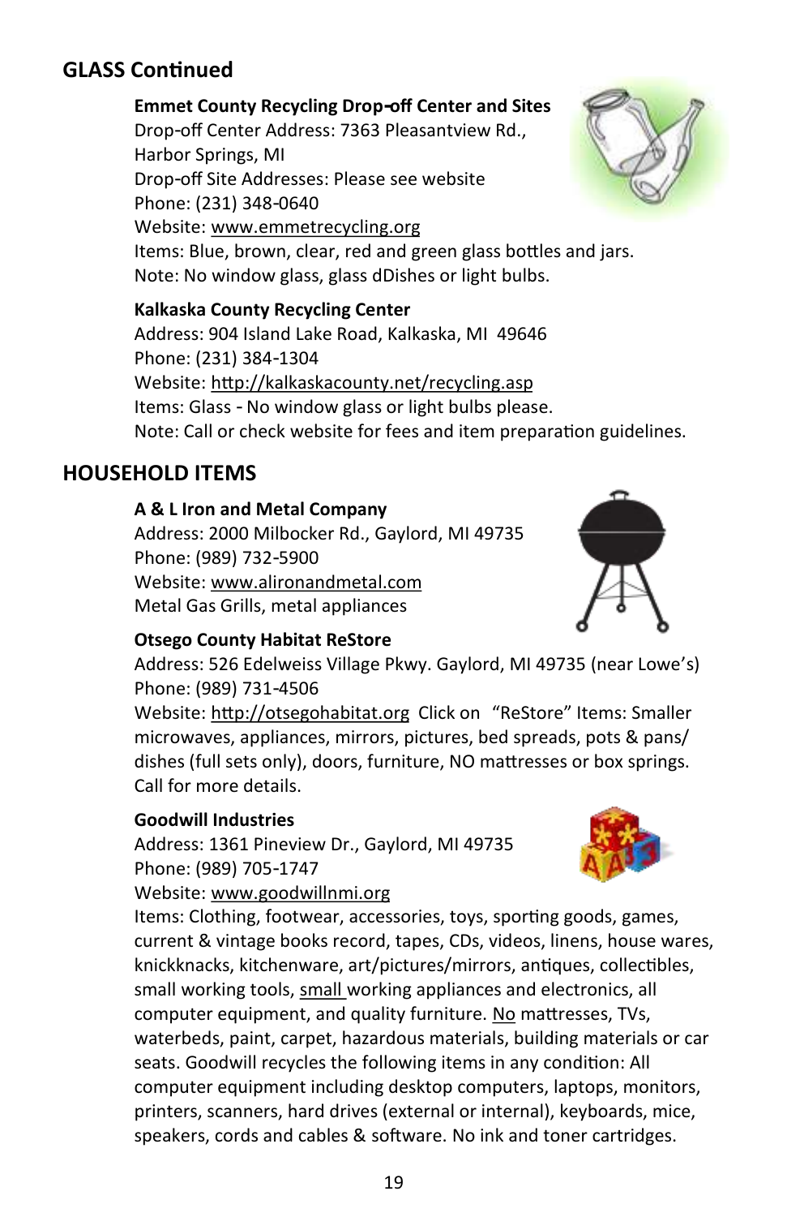## GLASS Continued

**Emmet County Recycling Drop-off Center and Sites**
Drop-off Center Address: 7363 Pleasantview Rd., Harbor Springs, MI
Drop-off Site Addresses: Please see website
Phone: (231) 348-0640
Website: www.emmetrecycling.org
Items: Blue, brown, clear, red and green glass bottles and jars.
Note: No window glass, glass dDishes or light bulbs.

**Kalkaska County Recycling Center**
Address: 904 Island Lake Road, Kalkaska, MI 49646
Phone: (231) 384-1304
Website: http://kalkaskacounty.net/recycling.asp
Items: Glass - No window glass or light bulbs please.
Note: Call or check website for fees and item preparation guidelines.

## HOUSEHOLD ITEMS

**A & L Iron and Metal Company**
Address: 2000 Milbocker Rd., Gaylord, MI 49735
Phone: (989) 732-5900
Website: www.alironandmetal.com
Metal Gas Grills, metal appliances

**Otsego County Habitat ReStore**
Address: 526 Edelweiss Village Pkwy. Gaylord, MI 49735 (near Lowe's)
Phone: (989) 731-4506
Website: http://otsegohabitat.org Click on "ReStore" Items: Smaller microwaves, appliances, mirrors, pictures, bed spreads, pots & pans/ dishes (full sets only), doors, furniture, NO mattresses or box springs. Call for more details.

**Goodwill Industries**
Address: 1361 Pineview Dr., Gaylord, MI 49735
Phone: (989) 705-1747
Website: www.goodwillnmi.org
Items: Clothing, footwear, accessories, toys, sporting goods, games, current & vintage books record, tapes, CDs, videos, linens, house wares, knickknacks, kitchenware, art/pictures/mirrors, antiques, collectibles, small working tools, small working appliances and electronics, all computer equipment, and quality furniture. No mattresses, TVs, waterbeds, paint, carpet, hazardous materials, building materials or car seats. Goodwill recycles the following items in any condition: All computer equipment including desktop computers, laptops, monitors, printers, scanners, hard drives (external or internal), keyboards, mice, speakers, cords and cables & software. No ink and toner cartridges.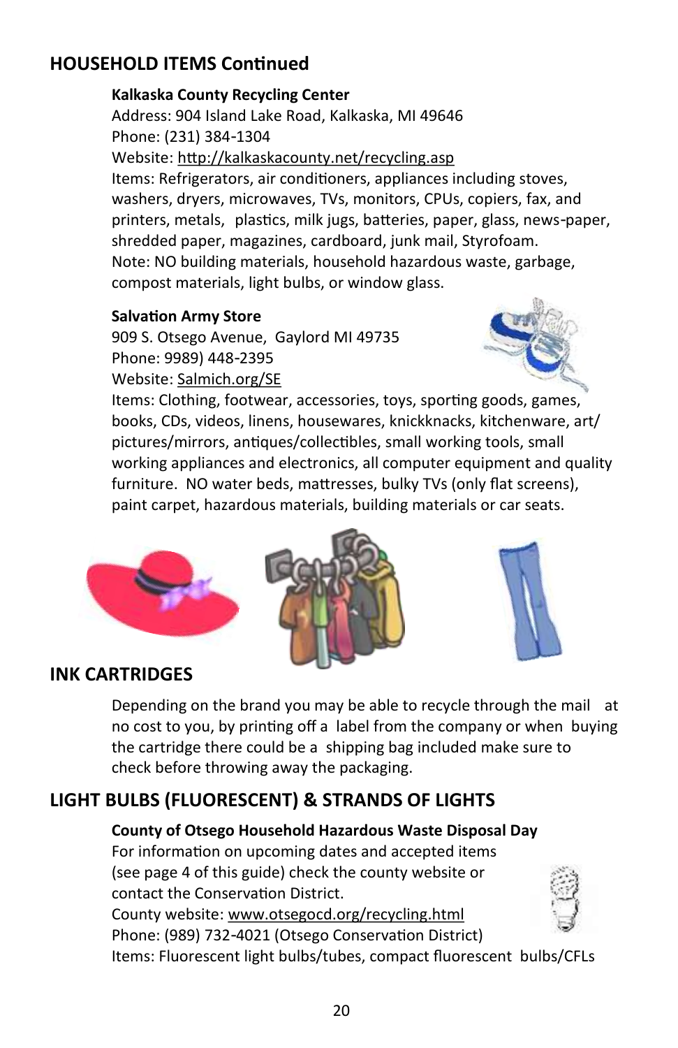## HOUSEHOLD ITEMS Continued

**Kalkaska County Recycling Center**
Address: 904 Island Lake Road, Kalkaska, MI 49646
Phone: (231) 384-1304
Website: http://kalkaskacounty.net/recycling.asp
Items: Refrigerators, air conditioners, appliances including stoves, washers, dryers, microwaves, TVs, monitors, CPUs, copiers, fax, and printers, metals, plastics, milk jugs, batteries, paper, glass, news-paper, shredded paper, magazines, cardboard, junk mail, Styrofoam.
Note: NO building materials, household hazardous waste, garbage, compost materials, light bulbs, or window glass.

**Salvation Army Store**
909 S. Otsego Avenue, Gaylord MI 49735
Phone: 9989) 448-2395
Website: Salmich.org/SE
Items: Clothing, footwear, accessories, toys, sporting goods, games, books, CDs, videos, linens, housewares, knickknacks, kitchenware, art/pictures/mirrors, antiques/collectibles, small working tools, small working appliances and electronics, all computer equipment and quality furniture. NO water beds, mattresses, bulky TVs (only flat screens), paint carpet, hazardous materials, building materials or car seats.

## INK CARTRIDGES

Depending on the brand you may be able to recycle through the mail at no cost to you, by printing off a label from the company or when buying the cartridge there could be a shipping bag included make sure to check before throwing away the packaging.

## LIGHT BULBS (FLUORESCENT) & STRANDS OF LIGHTS

**County of Otsego Household Hazardous Waste Disposal Day**
For information on upcoming dates and accepted items (see page 4 of this guide) check the county website or contact the Conservation District.
County website: www.otsegocd.org/recycling.html
Phone: (989) 732-4021 (Otsego Conservation District)
Items: Fluorescent light bulbs/tubes, compact fluorescent bulbs/CFLs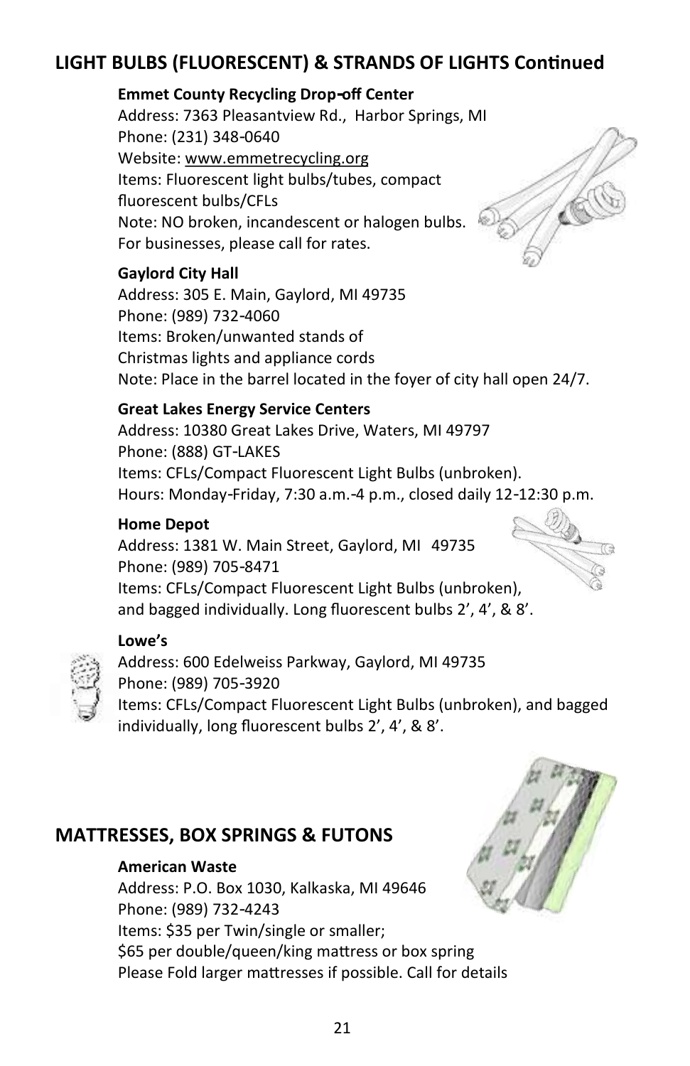## LIGHT BULBS (FLUORESCENT) & STRANDS OF LIGHTS Continued

**Emmet County Recycling Drop-off Center**
Address: 7363 Pleasantview Rd., Harbor Springs, MI
Phone: (231) 348-0640
Website: www.emmetrecycling.org
Items: Fluorescent light bulbs/tubes, compact fluorescent bulbs/CFLs
Note: NO broken, incandescent or halogen bulbs. For businesses, please call for rates.

**Gaylord City Hall**
Address: 305 E. Main, Gaylord, MI 49735
Phone: (989) 732-4060
Items: Broken/unwanted stands of Christmas lights and appliance cords
Note: Place in the barrel located in the foyer of city hall open 24/7.

**Great Lakes Energy Service Centers**
Address: 10380 Great Lakes Drive, Waters, MI 49797
Phone: (888) GT-LAKES
Items: CFLs/Compact Fluorescent Light Bulbs (unbroken).
Hours: Monday-Friday, 7:30 a.m.-4 p.m., closed daily 12-12:30 p.m.

**Home Depot**
Address: 1381 W. Main Street, Gaylord, MI 49735
Phone: (989) 705-8471
Items: CFLs/Compact Fluorescent Light Bulbs (unbroken), and bagged individually. Long fluorescent bulbs 2', 4', & 8'.

**Lowe's**
Address: 600 Edelweiss Parkway, Gaylord, MI 49735
Phone: (989) 705-3920
Items: CFLs/Compact Fluorescent Light Bulbs (unbroken), and bagged individually, long fluorescent bulbs 2', 4', & 8'.

## MATTRESSES, BOX SPRINGS & FUTONS

**American Waste**
Address: P.O. Box 1030, Kalkaska, MI 49646
Phone: (989) 732-4243
Items: $35 per Twin/single or smaller;
$65 per double/queen/king mattress or box spring
Please Fold larger mattresses if possible. Call for details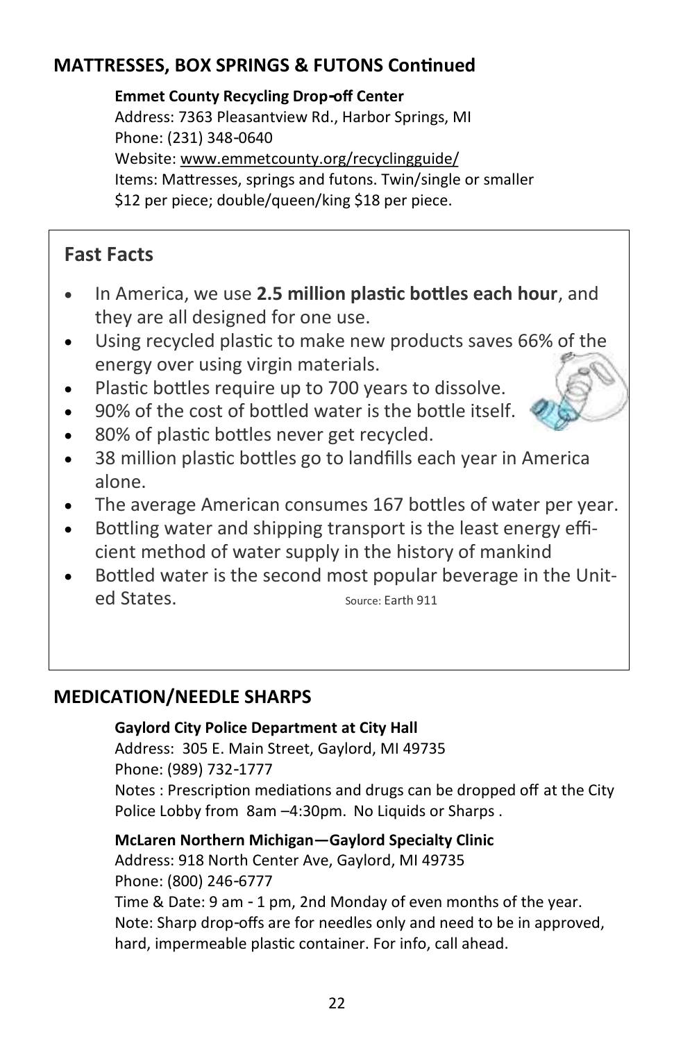## MATTRESSES, BOX SPRINGS & FUTONS Continued

**Emmet County Recycling Drop-off Center**
Address: 7363 Pleasantview Rd., Harbor Springs, MI
Phone: (231) 348-0640
Website: www.emmetcounty.org/recyclingguide/
Items: Mattresses, springs and futons. Twin/single or smaller $12 per piece; double/queen/king $18 per piece.

## Fast Facts

- In America, we use **2.5 million plastic bottles each hour**, and they are all designed for one use.
- Using recycled plastic to make new products saves 66% of the energy over using virgin materials.
- Plastic bottles require up to 700 years to dissolve.
- 90% of the cost of bottled water is the bottle itself.
- 80% of plastic bottles never get recycled.
- 38 million plastic bottles go to landfills each year in America alone.
- The average American consumes 167 bottles of water per year.
- Bottling water and shipping transport is the least energy efficient method of water supply in the history of mankind
- Bottled water is the second most popular beverage in the United States.

Source: Earth 911

## MEDICATION/NEEDLE SHARPS

**Gaylord City Police Department at City Hall**
Address: 305 E. Main Street, Gaylord, MI 49735
Phone: (989) 732-1777
Notes : Prescription mediations and drugs can be dropped off at the City Police Lobby from 8am –4:30pm. No Liquids or Sharps .

**McLaren Northern Michigan—Gaylord Specialty Clinic**
Address: 918 North Center Ave, Gaylord, MI 49735
Phone: (800) 246-6777
Time & Date: 9 am - 1 pm, 2nd Monday of even months of the year.
Note: Sharp drop-offs are for needles only and need to be in approved, hard, impermeable plastic container. For info, call ahead.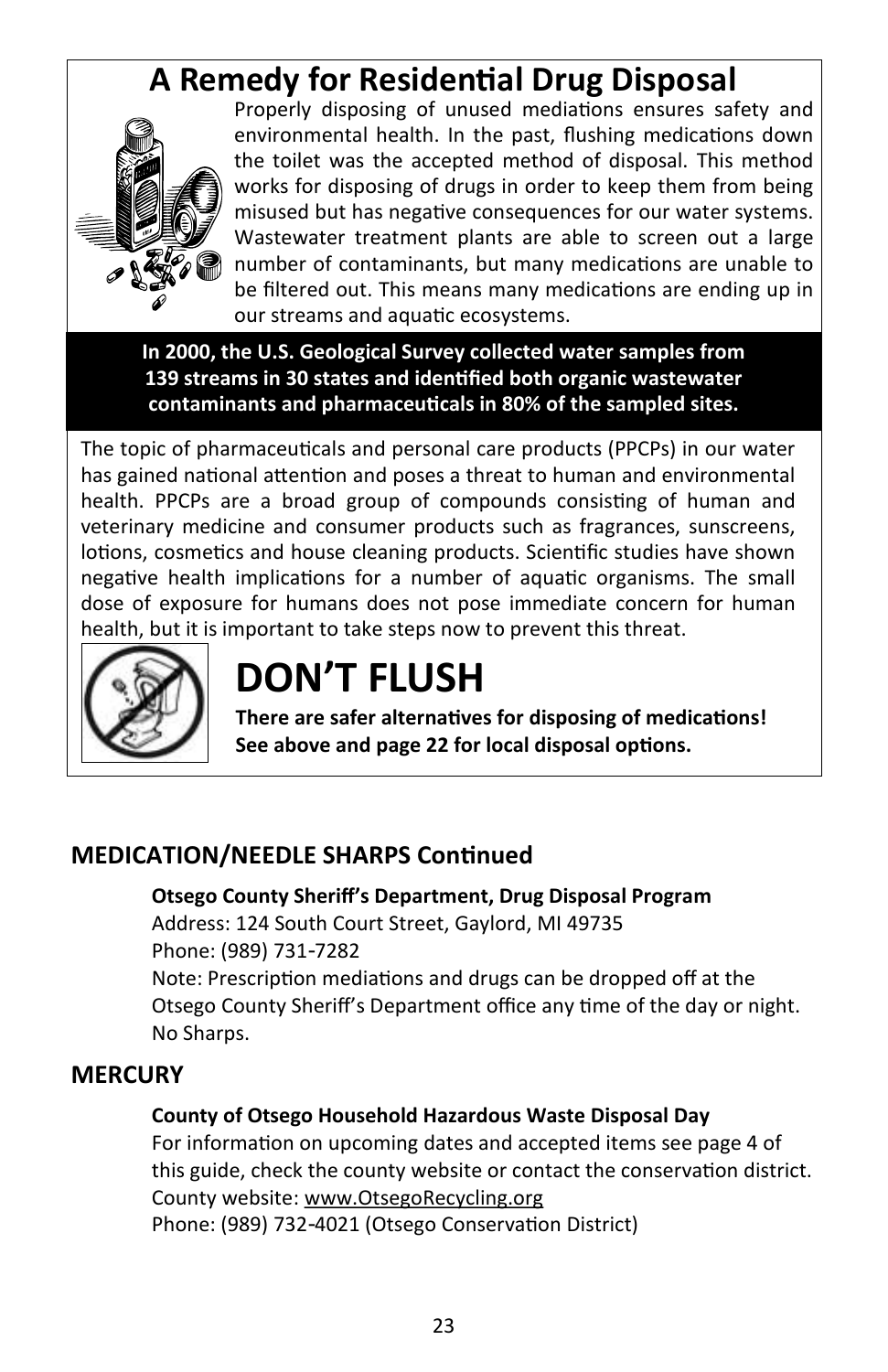## A Remedy for Residential Drug Disposal

Properly disposing of unused mediations ensures safety and environmental health. In the past, flushing medications down the toilet was the accepted method of disposal. This method works for disposing of drugs in order to keep them from being misused but has negative consequences for our water systems. Wastewater treatment plants are able to screen out a large number of contaminants, but many medications are unable to be filtered out. This means many medications are ending up in our streams and aquatic ecosystems.

**In 2000, the U.S. Geological Survey collected water samples from 139 streams in 30 states and identified both organic wastewater contaminants and pharmaceuticals in 80% of the sampled sites.**

The topic of pharmaceuticals and personal care products (PPCPs) in our water has gained national attention and poses a threat to human and environmental health. PPCPs are a broad group of compounds consisting of human and veterinary medicine and consumer products such as fragrances, sunscreens, lotions, cosmetics and house cleaning products. Scientific studies have shown negative health implications for a number of aquatic organisms. The small dose of exposure for humans does not pose immediate concern for human health, but it is important to take steps now to prevent this threat.

# DON'T FLUSH

**There are safer alternatives for disposing of medications! See above and page 22 for local disposal options.**

## MEDICATION/NEEDLE SHARPS Continued

**Otsego County Sheriff's Department, Drug Disposal Program**
Address: 124 South Court Street, Gaylord, MI 49735
Phone: (989) 731-7282
Note: Prescription mediations and drugs can be dropped off at the Otsego County Sheriff's Department office any time of the day or night. No Sharps.

## MERCURY

**County of Otsego Household Hazardous Waste Disposal Day**
For information on upcoming dates and accepted items see page 4 of this guide, check the county website or contact the conservation district.
County website: www.OtsegoRecycling.org
Phone: (989) 732-4021 (Otsego Conservation District)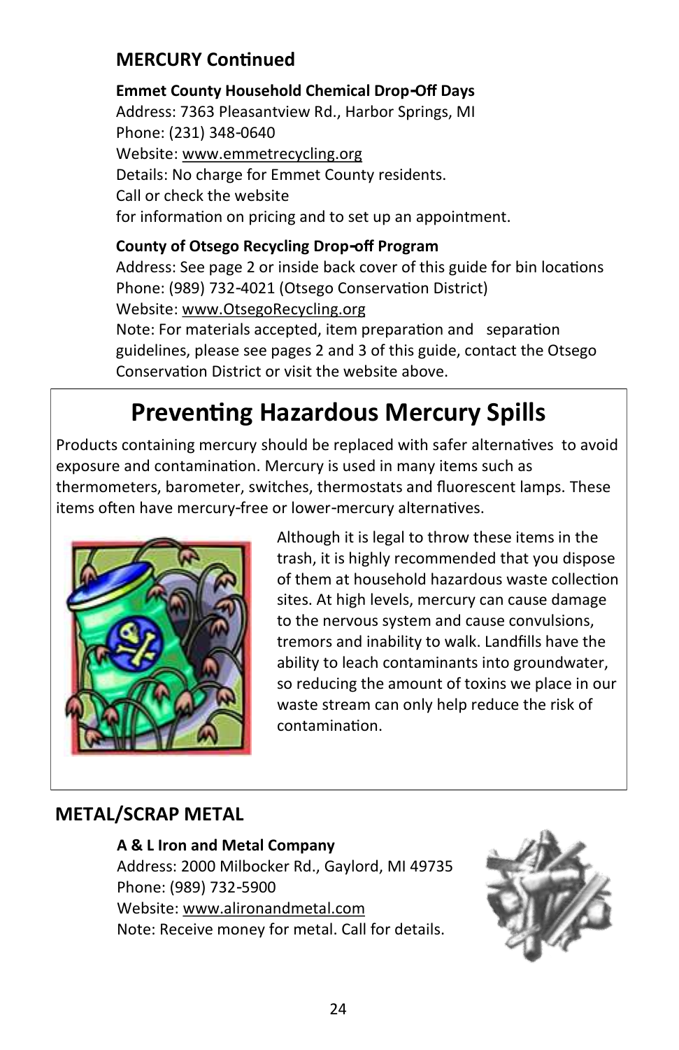## MERCURY Continued

**Emmet County Household Chemical Drop-Off Days**
Address: 7363 Pleasantview Rd., Harbor Springs, MI
Phone: (231) 348-0640
Website: www.emmetrecycling.org
Details: No charge for Emmet County residents.
Call or check the website
for information on pricing and to set up an appointment.

**County of Otsego Recycling Drop-off Program**
Address: See page 2 or inside back cover of this guide for bin locations
Phone: (989) 732-4021 (Otsego Conservation District)
Website: www.OtsegoRecycling.org
Note: For materials accepted, item preparation and separation guidelines, please see pages 2 and 3 of this guide, contact the Otsego Conservation District or visit the website above.

# Preventing Hazardous Mercury Spills

Products containing mercury should be replaced with safer alternatives to avoid exposure and contamination. Mercury is used in many items such as thermometers, barometer, switches, thermostats and fluorescent lamps. These items often have mercury-free or lower-mercury alternatives.

Although it is legal to throw these items in the trash, it is highly recommended that you dispose of them at household hazardous waste collection sites. At high levels, mercury can cause damage to the nervous system and cause convulsions, tremors and inability to walk. Landfills have the ability to leach contaminants into groundwater, so reducing the amount of toxins we place in our waste stream can only help reduce the risk of contamination.

## METAL/SCRAP METAL

**A & L Iron and Metal Company**
Address: 2000 Milbocker Rd., Gaylord, MI 49735
Phone: (989) 732-5900
Website: www.alironandmetal.com
Note: Receive money for metal. Call for details.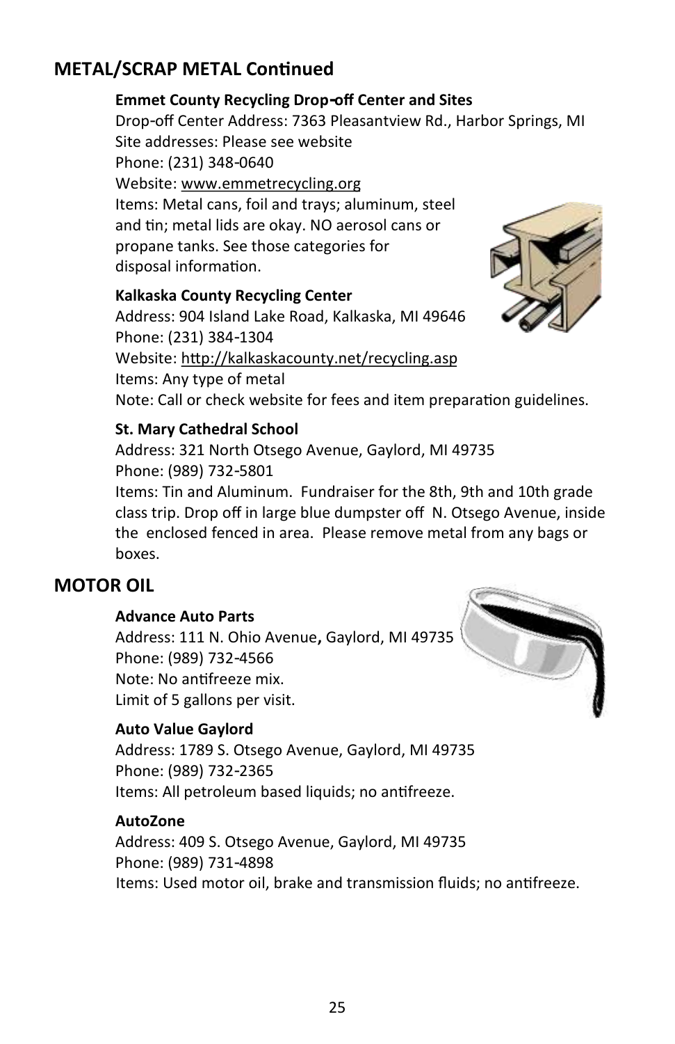## METAL/SCRAP METAL Continued

**Emmet County Recycling Drop-off Center and Sites**
Drop-off Center Address: 7363 Pleasantview Rd., Harbor Springs, MI
Site addresses: Please see website
Phone: (231) 348-0640
Website: www.emmetrecycling.org
Items: Metal cans, foil and trays; aluminum, steel and tin; metal lids are okay. NO aerosol cans or propane tanks. See those categories for disposal information.

**Kalkaska County Recycling Center**
Address: 904 Island Lake Road, Kalkaska, MI 49646
Phone: (231) 384-1304
Website: http://kalkaskacounty.net/recycling.asp
Items: Any type of metal
Note: Call or check website for fees and item preparation guidelines.

**St. Mary Cathedral School**
Address: 321 North Otsego Avenue, Gaylord, MI 49735
Phone: (989) 732-5801
Items: Tin and Aluminum. Fundraiser for the 8th, 9th and 10th grade class trip. Drop off in large blue dumpster off N. Otsego Avenue, inside the enclosed fenced in area. Please remove metal from any bags or boxes.

## MOTOR OIL

**Advance Auto Parts**
Address: 111 N. Ohio Avenue, Gaylord, MI 49735
Phone: (989) 732-4566
Note: No antifreeze mix.
Limit of 5 gallons per visit.

**Auto Value Gaylord**
Address: 1789 S. Otsego Avenue, Gaylord, MI 49735
Phone: (989) 732-2365
Items: All petroleum based liquids; no antifreeze.

**AutoZone**
Address: 409 S. Otsego Avenue, Gaylord, MI 49735
Phone: (989) 731-4898
Items: Used motor oil, brake and transmission fluids; no antifreeze.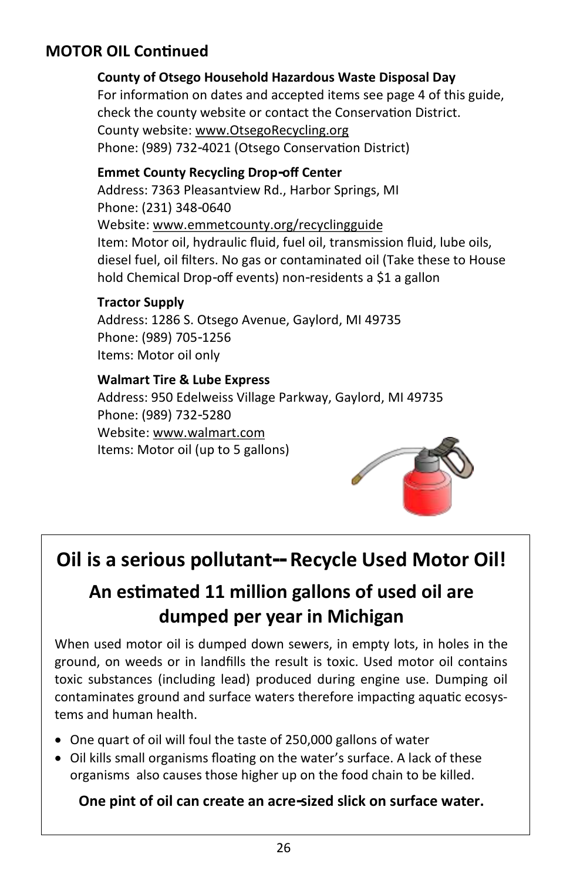## MOTOR OIL Continued

**County of Otsego Household Hazardous Waste Disposal Day**
For information on dates and accepted items see page 4 of this guide, check the county website or contact the Conservation District.
County website: www.OtsegoRecycling.org
Phone: (989) 732-4021 (Otsego Conservation District)

**Emmet County Recycling Drop-off Center**
Address: 7363 Pleasantview Rd., Harbor Springs, MI
Phone: (231) 348-0640
Website: www.emmetcounty.org/recyclingguide
Item: Motor oil, hydraulic fluid, fuel oil, transmission fluid, lube oils, diesel fuel, oil filters. No gas or contaminated oil (Take these to House hold Chemical Drop-off events) non-residents a $1 a gallon

**Tractor Supply**
Address: 1286 S. Otsego Avenue, Gaylord, MI 49735
Phone: (989) 705-1256
Items: Motor oil only

**Walmart Tire & Lube Express**
Address: 950 Edelweiss Village Parkway, Gaylord, MI 49735
Phone: (989) 732-5280
Website: www.walmart.com
Items: Motor oil (up to 5 gallons)

## Oil is a serious pollutant-- Recycle Used Motor Oil!

### An estimated 11 million gallons of used oil are dumped per year in Michigan

When used motor oil is dumped down sewers, in empty lots, in holes in the ground, on weeds or in landfills the result is toxic. Used motor oil contains toxic substances (including lead) produced during engine use. Dumping oil contaminates ground and surface waters therefore impacting aquatic ecosystems and human health.

- One quart of oil will foul the taste of 250,000 gallons of water
- Oil kills small organisms floating on the water's surface. A lack of these organisms also causes those higher up on the food chain to be killed.

**One pint of oil can create an acre-sized slick on surface water.**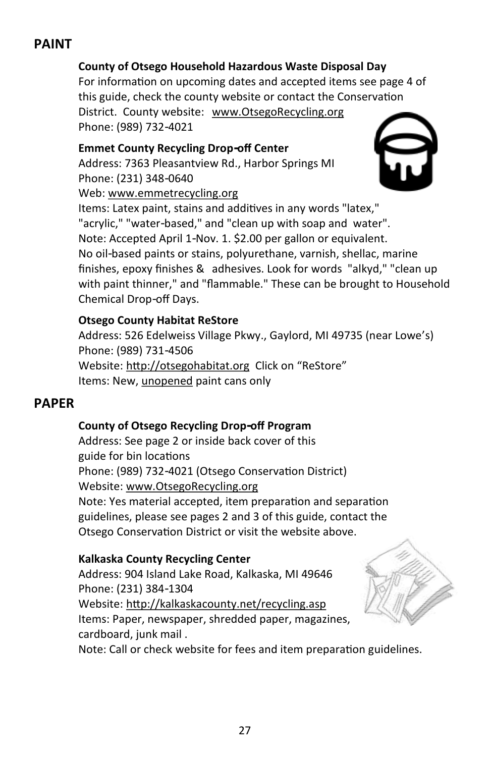## PAINT

**County of Otsego Household Hazardous Waste Disposal Day**

For information on upcoming dates and accepted items see page 4 of this guide, check the county website or contact the Conservation District. County website: www.OtsegoRecycling.org
Phone: (989) 732-4021

**Emmet County Recycling Drop-off Center**

Address: 7363 Pleasantview Rd., Harbor Springs MI
Phone: (231) 348-0640
Web: www.emmetrecycling.org
Items: Latex paint, stains and additives in any words "latex," "acrylic," "water-based," and "clean up with soap and water".
Note: Accepted April 1-Nov. 1. $2.00 per gallon or equivalent.
No oil-based paints or stains, polyurethane, varnish, shellac, marine finishes, epoxy finishes & adhesives. Look for words "alkyd," "clean up with paint thinner," and "flammable." These can be brought to Household Chemical Drop-off Days.

**Otsego County Habitat ReStore**

Address: 526 Edelweiss Village Pkwy., Gaylord, MI 49735 (near Lowe's)
Phone: (989) 731-4506
Website: http://otsegohabitat.org Click on "ReStore"
Items: New, unopened paint cans only

## PAPER

**County of Otsego Recycling Drop-off Program**

Address: See page 2 or inside back cover of this guide for bin locations
Phone: (989) 732-4021 (Otsego Conservation District)
Website: www.OtsegoRecycling.org
Note: Yes material accepted, item preparation and separation guidelines, please see pages 2 and 3 of this guide, contact the Otsego Conservation District or visit the website above.

**Kalkaska County Recycling Center**

Address: 904 Island Lake Road, Kalkaska, MI 49646
Phone: (231) 384-1304
Website: http://kalkaskacounty.net/recycling.asp
Items: Paper, newspaper, shredded paper, magazines, cardboard, junk mail .
Note: Call or check website for fees and item preparation guidelines.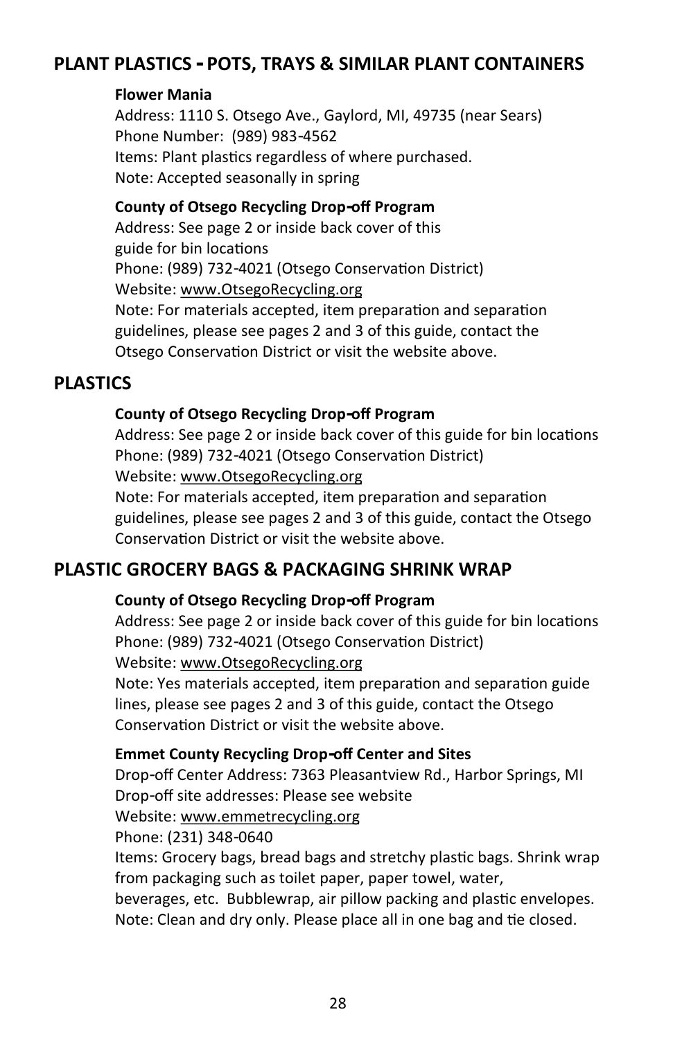## PLANT PLASTICS - POTS, TRAYS & SIMILAR PLANT CONTAINERS

**Flower Mania**
Address: 1110 S. Otsego Ave., Gaylord, MI, 49735 (near Sears)
Phone Number: (989) 983-4562
Items: Plant plastics regardless of where purchased.
Note: Accepted seasonally in spring

**County of Otsego Recycling Drop-off Program**
Address: See page 2 or inside back cover of this guide for bin locations
Phone: (989) 732-4021 (Otsego Conservation District)
Website: www.OtsegoRecycling.org
Note: For materials accepted, item preparation and separation guidelines, please see pages 2 and 3 of this guide, contact the Otsego Conservation District or visit the website above.

## PLASTICS

**County of Otsego Recycling Drop-off Program**
Address: See page 2 or inside back cover of this guide for bin locations
Phone: (989) 732-4021 (Otsego Conservation District)
Website: www.OtsegoRecycling.org
Note: For materials accepted, item preparation and separation guidelines, please see pages 2 and 3 of this guide, contact the Otsego Conservation District or visit the website above.

## PLASTIC GROCERY BAGS & PACKAGING SHRINK WRAP

**County of Otsego Recycling Drop-off Program**
Address: See page 2 or inside back cover of this guide for bin locations
Phone: (989) 732-4021 (Otsego Conservation District)
Website: www.OtsegoRecycling.org
Note: Yes materials accepted, item preparation and separation guide lines, please see pages 2 and 3 of this guide, contact the Otsego Conservation District or visit the website above.

**Emmet County Recycling Drop-off Center and Sites**
Drop-off Center Address: 7363 Pleasantview Rd., Harbor Springs, MI
Drop-off site addresses: Please see website
Website: www.emmetrecycling.org
Phone: (231) 348-0640
Items: Grocery bags, bread bags and stretchy plastic bags. Shrink wrap from packaging such as toilet paper, paper towel, water, beverages, etc. Bubblewrap, air pillow packing and plastic envelopes.
Note: Clean and dry only. Please place all in one bag and tie closed.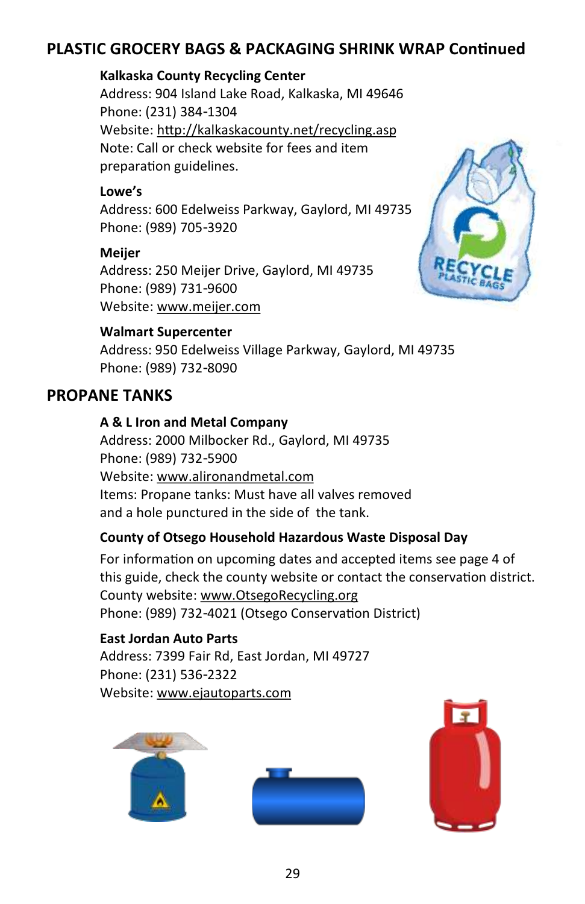## PLASTIC GROCERY BAGS & PACKAGING SHRINK WRAP Continued

**Kalkaska County Recycling Center**
Address: 904 Island Lake Road, Kalkaska, MI 49646
Phone: (231) 384-1304
Website: http://kalkaskacounty.net/recycling.asp
Note: Call or check website for fees and item preparation guidelines.

**Lowe's**
Address: 600 Edelweiss Parkway, Gaylord, MI 49735
Phone: (989) 705-3920

**Meijer**
Address: 250 Meijer Drive, Gaylord, MI 49735
Phone: (989) 731-9600
Website: www.meijer.com

**Walmart Supercenter**
Address: 950 Edelweiss Village Parkway, Gaylord, MI 49735
Phone: (989) 732-8090

## PROPANE TANKS

**A & L Iron and Metal Company**
Address: 2000 Milbocker Rd., Gaylord, MI 49735
Phone: (989) 732-5900
Website: www.alironandmetal.com
Items: Propane tanks: Must have all valves removed and a hole punctured in the side of the tank.

**County of Otsego Household Hazardous Waste Disposal Day**
For information on upcoming dates and accepted items see page 4 of this guide, check the county website or contact the conservation district.
County website: www.OtsegoRecycling.org
Phone: (989) 732-4021 (Otsego Conservation District)

**East Jordan Auto Parts**
Address: 7399 Fair Rd, East Jordan, MI 49727
Phone: (231) 536-2322
Website: www.ejautoparts.com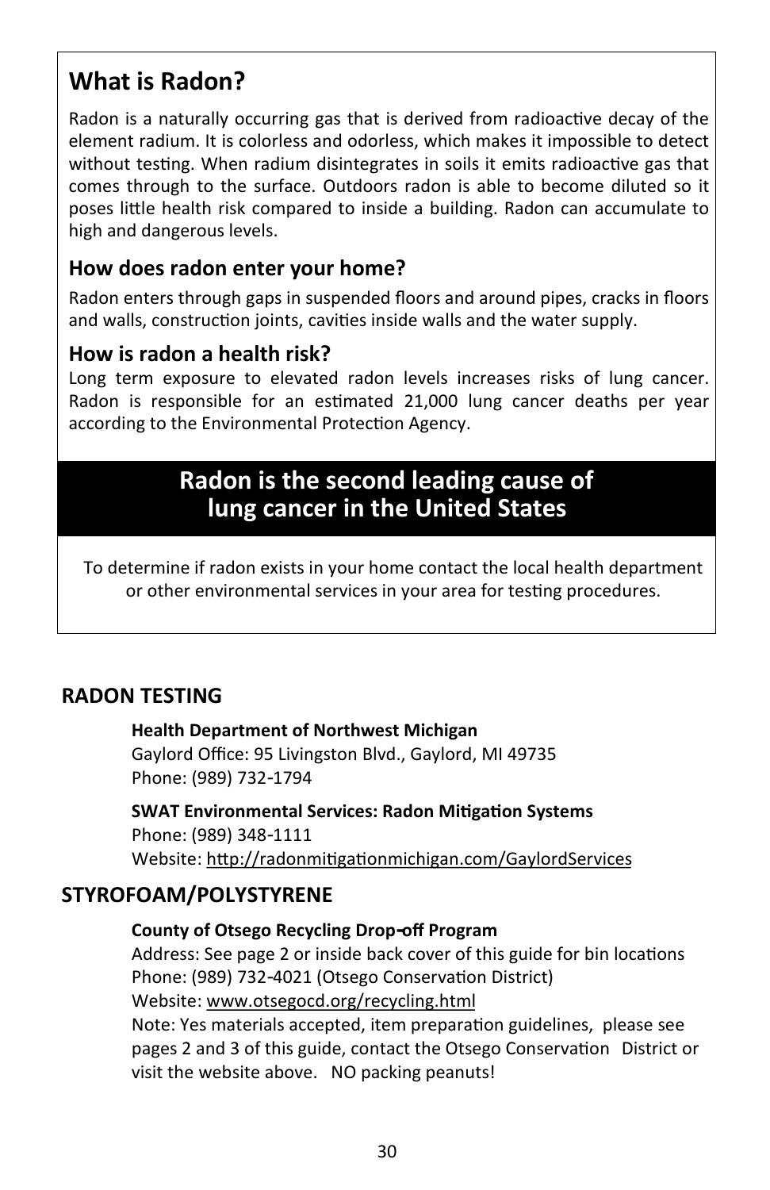## What is Radon?

Radon is a naturally occurring gas that is derived from radioactive decay of the element radium. It is colorless and odorless, which makes it impossible to detect without testing. When radium disintegrates in soils it emits radioactive gas that comes through to the surface. Outdoors radon is able to become diluted so it poses little health risk compared to inside a building. Radon can accumulate to high and dangerous levels.

### How does radon enter your home?

Radon enters through gaps in suspended floors and around pipes, cracks in floors and walls, construction joints, cavities inside walls and the water supply.

### How is radon a health risk?

Long term exposure to elevated radon levels increases risks of lung cancer. Radon is responsible for an estimated 21,000 lung cancer deaths per year according to the Environmental Protection Agency.

**Radon is the second leading cause of lung cancer in the United States**

To determine if radon exists in your home contact the local health department or other environmental services in your area for testing procedures.

## RADON TESTING

**Health Department of Northwest Michigan**
Gaylord Office: 95 Livingston Blvd., Gaylord, MI 49735
Phone: (989) 732-1794

**SWAT Environmental Services: Radon Mitigation Systems**
Phone: (989) 348-1111
Website: http://radonmitigationmichigan.com/GaylordServices

## STYROFOAM/POLYSTYRENE

**County of Otsego Recycling Drop-off Program**
Address: See page 2 or inside back cover of this guide for bin locations
Phone: (989) 732-4021 (Otsego Conservation District)
Website: www.otsegocd.org/recycling.html
Note: Yes materials accepted, item preparation guidelines, please see pages 2 and 3 of this guide, contact the Otsego Conservation District or visit the website above. NO packing peanuts!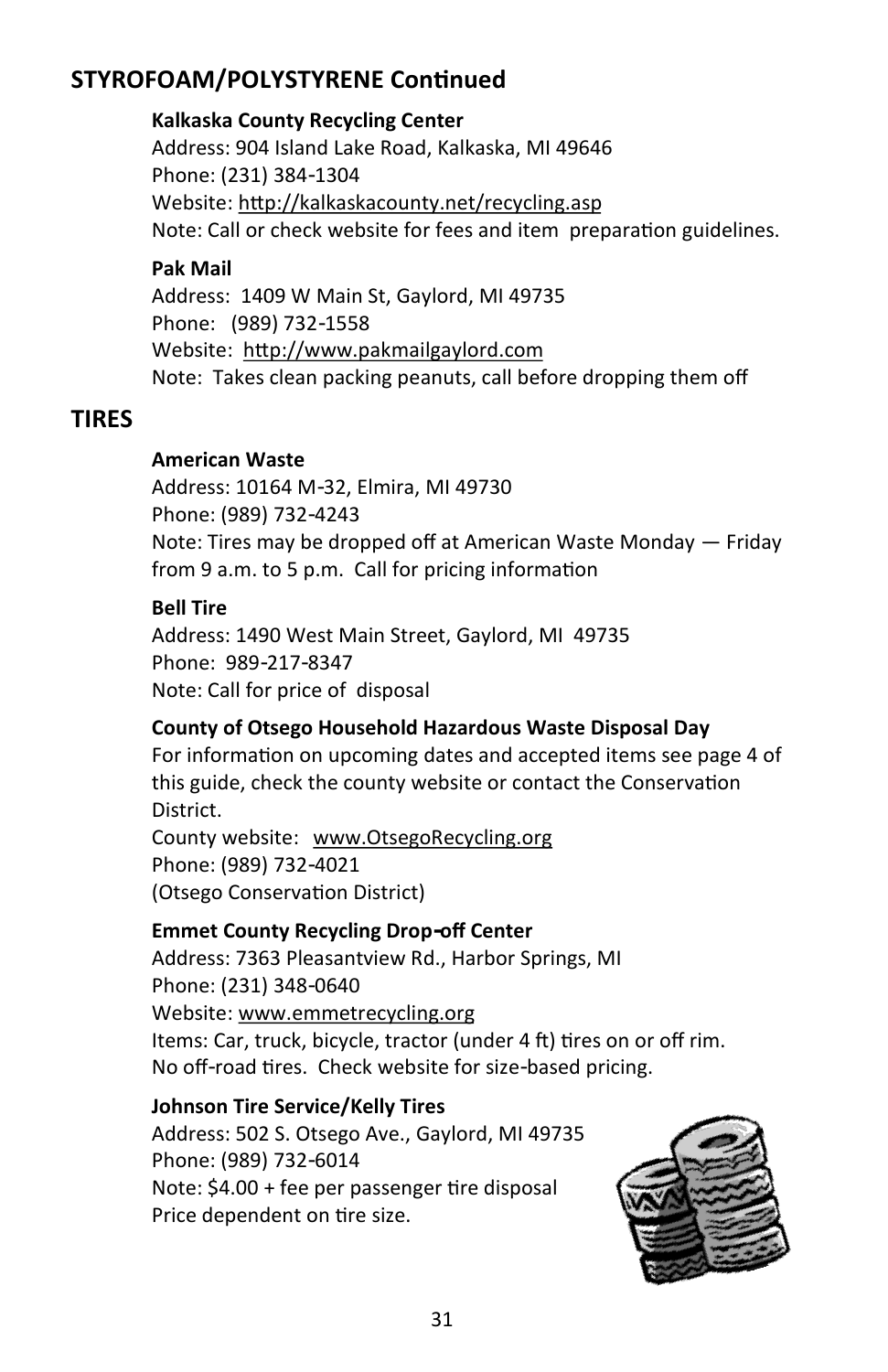## STYROFOAM/POLYSTYRENE Continued

**Kalkaska County Recycling Center**
Address: 904 Island Lake Road, Kalkaska, MI 49646
Phone: (231) 384-1304
Website: http://kalkaskacounty.net/recycling.asp
Note: Call or check website for fees and item preparation guidelines.

**Pak Mail**
Address: 1409 W Main St, Gaylord, MI 49735
Phone: (989) 732-1558
Website: http://www.pakmailgaylord.com
Note: Takes clean packing peanuts, call before dropping them off

## TIRES

**American Waste**
Address: 10164 M-32, Elmira, MI 49730
Phone: (989) 732-4243
Note: Tires may be dropped off at American Waste Monday — Friday from 9 a.m. to 5 p.m. Call for pricing information

**Bell Tire**
Address: 1490 West Main Street, Gaylord, MI 49735
Phone: 989-217-8347
Note: Call for price of disposal

**County of Otsego Household Hazardous Waste Disposal Day**
For information on upcoming dates and accepted items see page 4 of this guide, check the county website or contact the Conservation District.
County website: www.OtsegoRecycling.org
Phone: (989) 732-4021
(Otsego Conservation District)

**Emmet County Recycling Drop-off Center**
Address: 7363 Pleasantview Rd., Harbor Springs, MI
Phone: (231) 348-0640
Website: www.emmetrecycling.org
Items: Car, truck, bicycle, tractor (under 4 ft) tires on or off rim. No off-road tires. Check website for size-based pricing.

**Johnson Tire Service/Kelly Tires**
Address: 502 S. Otsego Ave., Gaylord, MI 49735
Phone: (989) 732-6014
Note: $4.00 + fee per passenger tire disposal
Price dependent on tire size.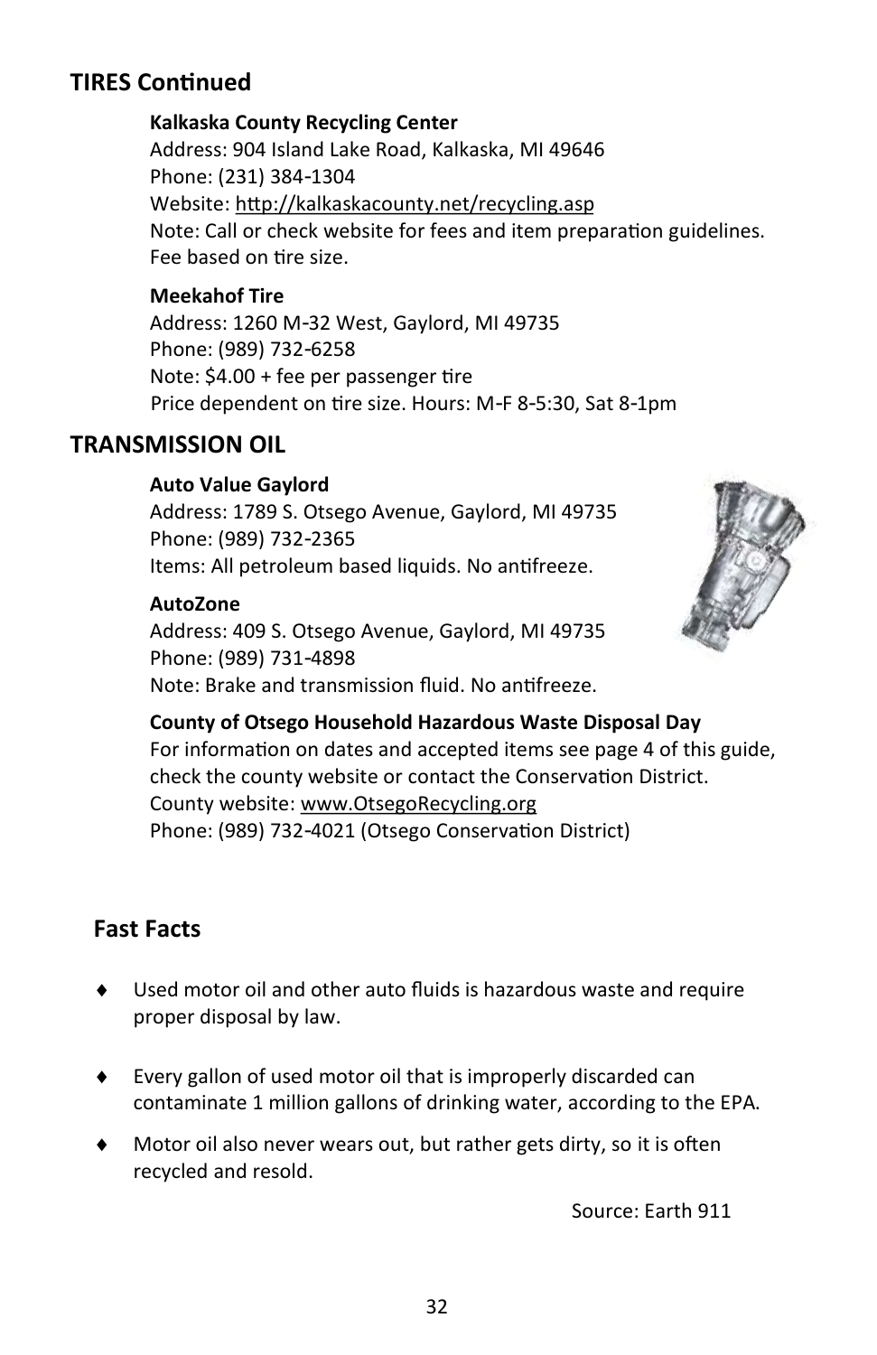## TIRES Continued

**Kalkaska County Recycling Center**
Address: 904 Island Lake Road, Kalkaska, MI 49646
Phone: (231) 384-1304
Website: http://kalkaskacounty.net/recycling.asp
Note: Call or check website for fees and item preparation guidelines. Fee based on tire size.

**Meekahof Tire**
Address: 1260 M-32 West, Gaylord, MI 49735
Phone: (989) 732-6258
Note: $4.00 + fee per passenger tire
Price dependent on tire size. Hours: M-F 8-5:30, Sat 8-1pm

## TRANSMISSION OIL

**Auto Value Gaylord**
Address: 1789 S. Otsego Avenue, Gaylord, MI 49735
Phone: (989) 732-2365
Items: All petroleum based liquids. No antifreeze.

**AutoZone**
Address: 409 S. Otsego Avenue, Gaylord, MI 49735
Phone: (989) 731-4898
Note: Brake and transmission fluid. No antifreeze.

**County of Otsego Household Hazardous Waste Disposal Day**
For information on dates and accepted items see page 4 of this guide, check the county website or contact the Conservation District.
County website: www.OtsegoRecycling.org
Phone: (989) 732-4021 (Otsego Conservation District)

## Fast Facts

- Used motor oil and other auto fluids is hazardous waste and require proper disposal by law.
- Every gallon of used motor oil that is improperly discarded can contaminate 1 million gallons of drinking water, according to the EPA.
- Motor oil also never wears out, but rather gets dirty, so it is often recycled and resold.

Source: Earth 911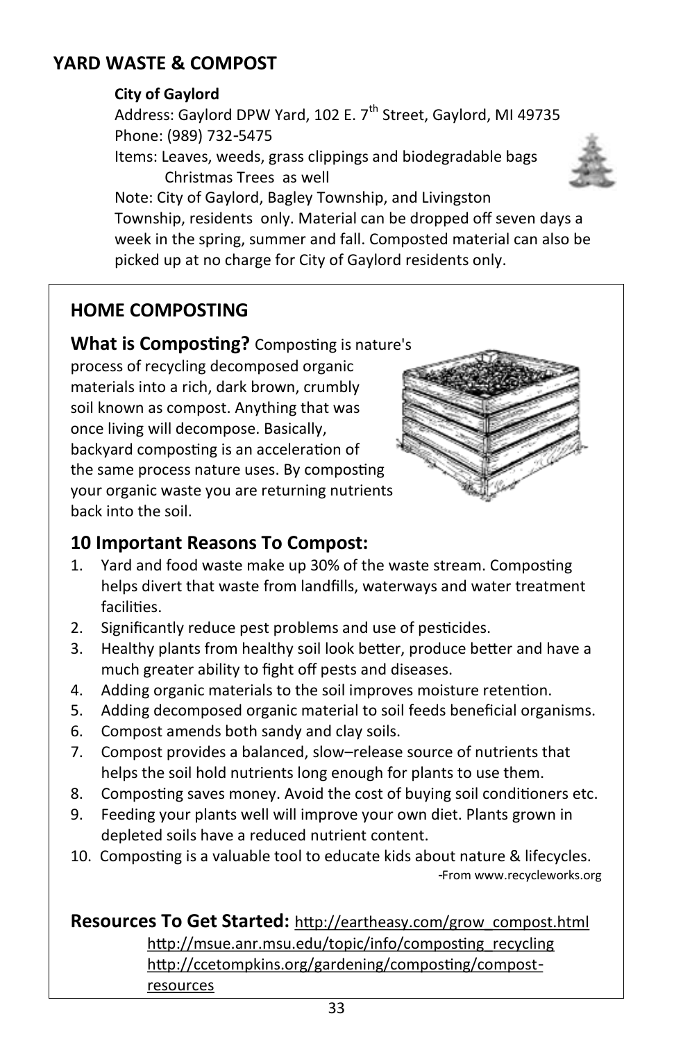## YARD WASTE & COMPOST

**City of Gaylord**

Address: Gaylord DPW Yard, 102 E. 7th Street, Gaylord, MI 49735
Phone: (989) 732-5475
Items: Leaves, weeds, grass clippings and biodegradable bags
Christmas Trees as well
Note: City of Gaylord, Bagley Township, and Livingston Township, residents only. Material can be dropped off seven days a week in the spring, summer and fall. Composted material can also be picked up at no charge for City of Gaylord residents only.

## HOME COMPOSTING

**What is Composting?** Composting is nature's process of recycling decomposed organic materials into a rich, dark brown, crumbly soil known as compost. Anything that was once living will decompose. Basically, backyard composting is an acceleration of the same process nature uses. By composting your organic waste you are returning nutrients back into the soil.

### 10 Important Reasons To Compost:

1. Yard and food waste make up 30% of the waste stream. Composting helps divert that waste from landfills, waterways and water treatment facilities.
2. Significantly reduce pest problems and use of pesticides.
3. Healthy plants from healthy soil look better, produce better and have a much greater ability to fight off pests and diseases.
4. Adding organic materials to the soil improves moisture retention.
5. Adding decomposed organic material to soil feeds beneficial organisms.
6. Compost amends both sandy and clay soils.
7. Compost provides a balanced, slow–release source of nutrients that helps the soil hold nutrients long enough for plants to use them.
8. Composting saves money. Avoid the cost of buying soil conditioners etc.
9. Feeding your plants well will improve your own diet. Plants grown in depleted soils have a reduced nutrient content.
10. Composting is a valuable tool to educate kids about nature & lifecycles.

-From www.recycleworks.org

**Resources To Get Started:** http://eartheasy.com/grow_compost.html
http://msue.anr.msu.edu/topic/info/composting_recycling
http://ccetompkins.org/gardening/composting/compost-resources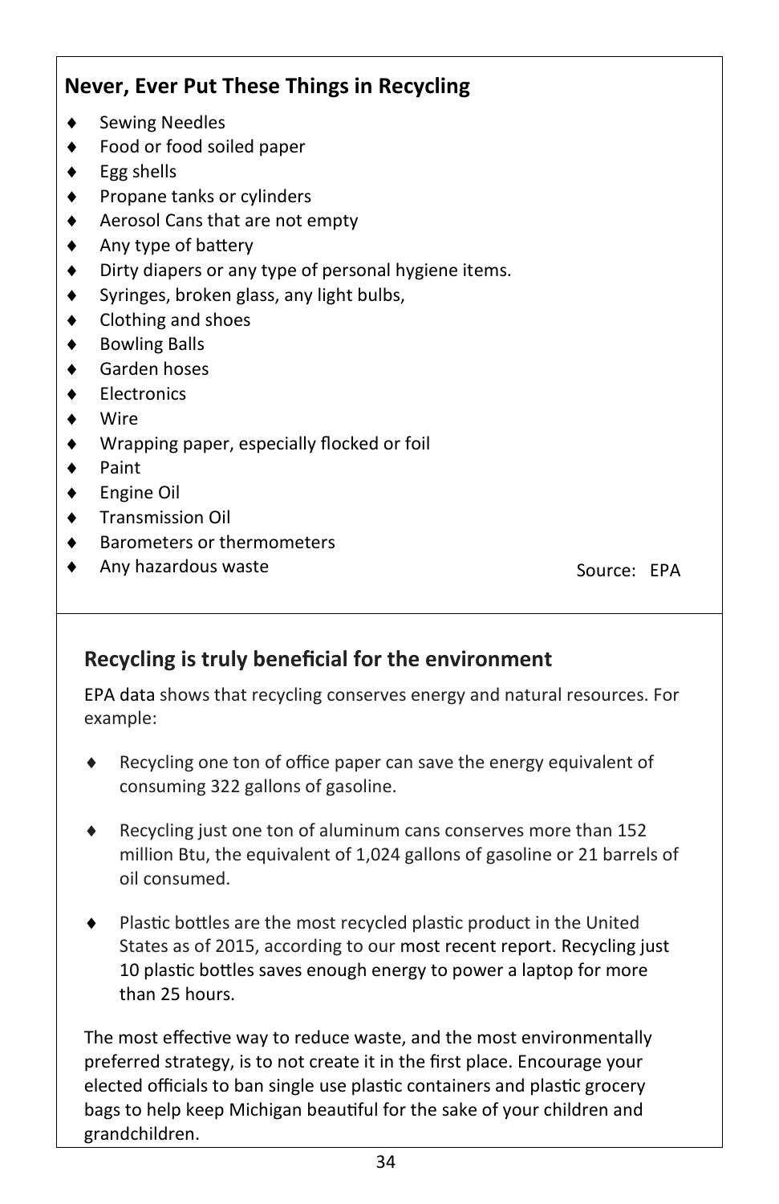## Never, Ever Put These Things in Recycling

- Sewing Needles
- Food or food soiled paper
- Egg shells
- Propane tanks or cylinders
- Aerosol Cans that are not empty
- Any type of battery
- Dirty diapers or any type of personal hygiene items.
- Syringes, broken glass, any light bulbs,
- Clothing and shoes
- Bowling Balls
- Garden hoses
- Electronics
- Wire
- Wrapping paper, especially flocked or foil
- Paint
- Engine Oil
- Transmission Oil
- Barometers or thermometers
- Any hazardous waste

Source: EPA

## Recycling is truly beneficial for the environment

EPA data shows that recycling conserves energy and natural resources. For example:

- Recycling one ton of office paper can save the energy equivalent of consuming 322 gallons of gasoline.
- Recycling just one ton of aluminum cans conserves more than 152 million Btu, the equivalent of 1,024 gallons of gasoline or 21 barrels of oil consumed.
- Plastic bottles are the most recycled plastic product in the United States as of 2015, according to our most recent report. Recycling just 10 plastic bottles saves enough energy to power a laptop for more than 25 hours.

The most effective way to reduce waste, and the most environmentally preferred strategy, is to not create it in the first place. Encourage your elected officials to ban single use plastic containers and plastic grocery bags to help keep Michigan beautiful for the sake of your children and grandchildren.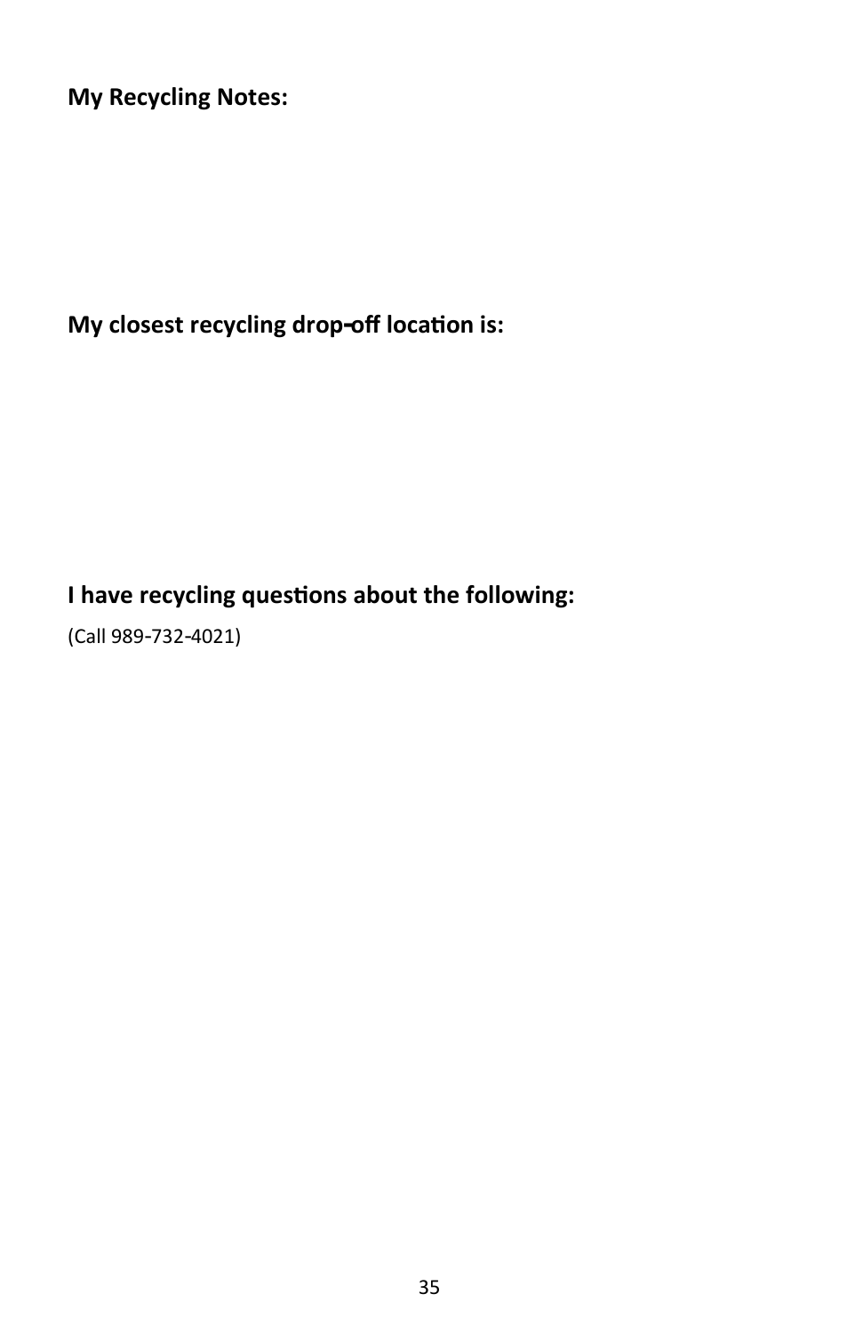**My Recycling Notes:**

**My closest recycling drop-off location is:**

**I have recycling questions about the following:**

(Call 989-732-4021)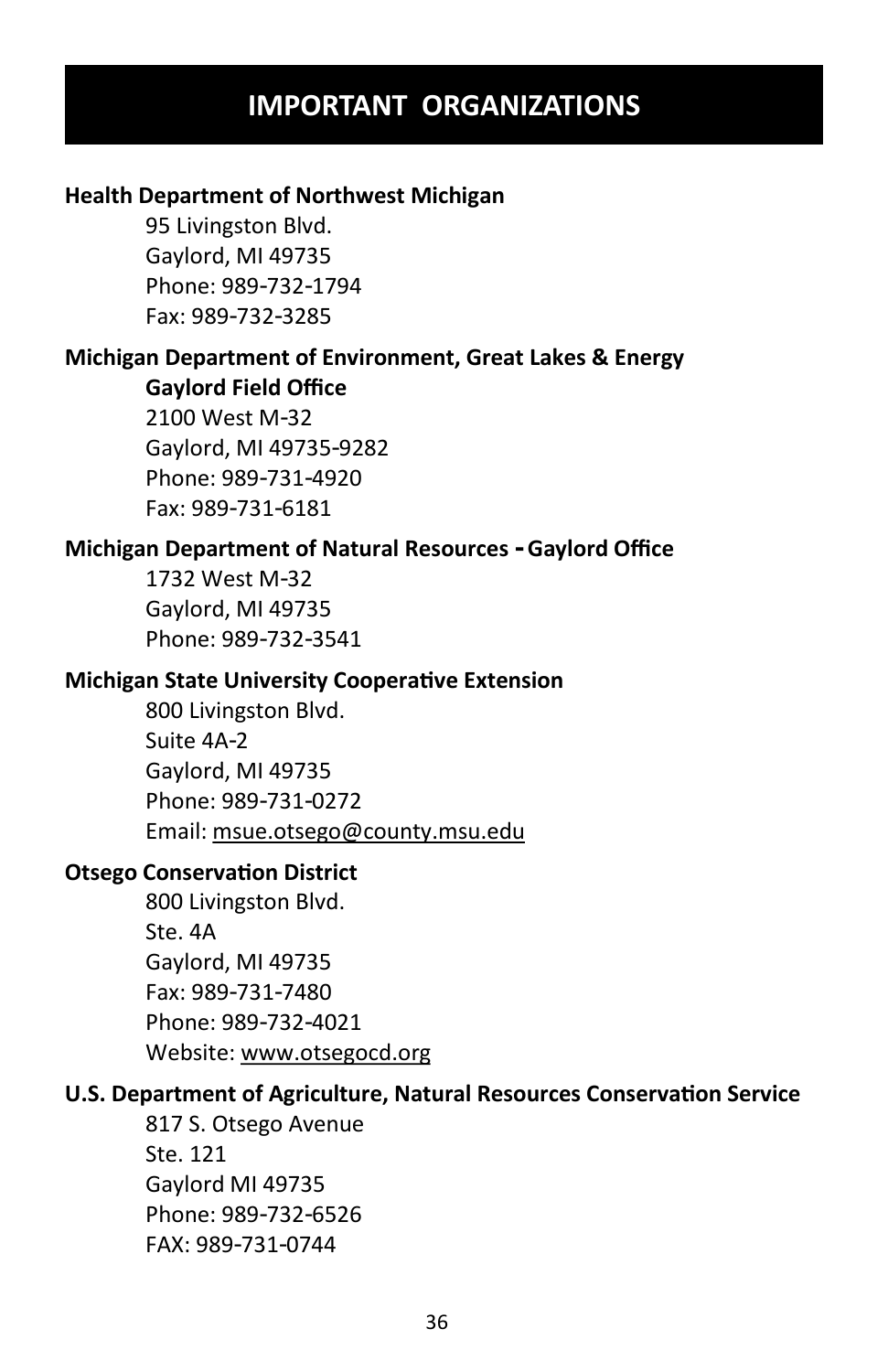# IMPORTANT ORGANIZATIONS

**Health Department of Northwest Michigan**

95 Livingston Blvd.
Gaylord, MI 49735
Phone: 989-732-1794
Fax: 989-732-3285

**Michigan Department of Environment, Great Lakes & Energy**

**Gaylord Field Office**
2100 West M-32
Gaylord, MI 49735-9282
Phone: 989-731-4920
Fax: 989-731-6181

**Michigan Department of Natural Resources - Gaylord Office**

1732 West M-32
Gaylord, MI 49735
Phone: 989-732-3541

**Michigan State University Cooperative Extension**

800 Livingston Blvd.
Suite 4A-2
Gaylord, MI 49735
Phone: 989-731-0272
Email: msue.otsego@county.msu.edu

**Otsego Conservation District**

800 Livingston Blvd.
Ste. 4A
Gaylord, MI 49735
Fax: 989-731-7480
Phone: 989-732-4021
Website: www.otsegocd.org

**U.S. Department of Agriculture, Natural Resources Conservation Service**

817 S. Otsego Avenue
Ste. 121
Gaylord MI 49735
Phone: 989-732-6526
FAX: 989-731-0744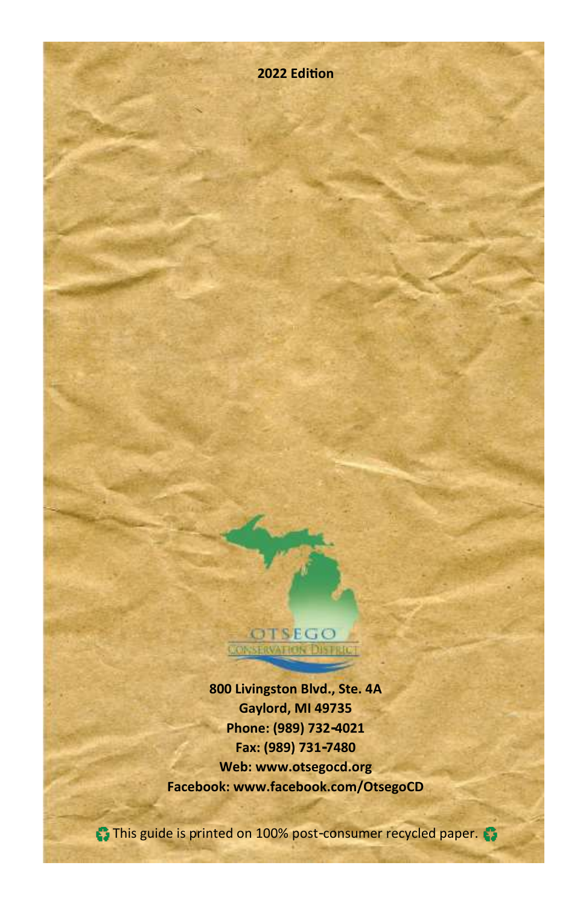**2022 Edition**

OTSEGO
CONSERVATION DISTRICT

**800 Livingston Blvd., Ste. 4A**
**Gaylord, MI 49735**
**Phone: (989) 732-4021**
**Fax: (989) 731-7480**
**Web: www.otsegocd.org**
**Facebook: www.facebook.com/OtsegoCD**

♻ This guide is printed on 100% post-consumer recycled paper. ♻